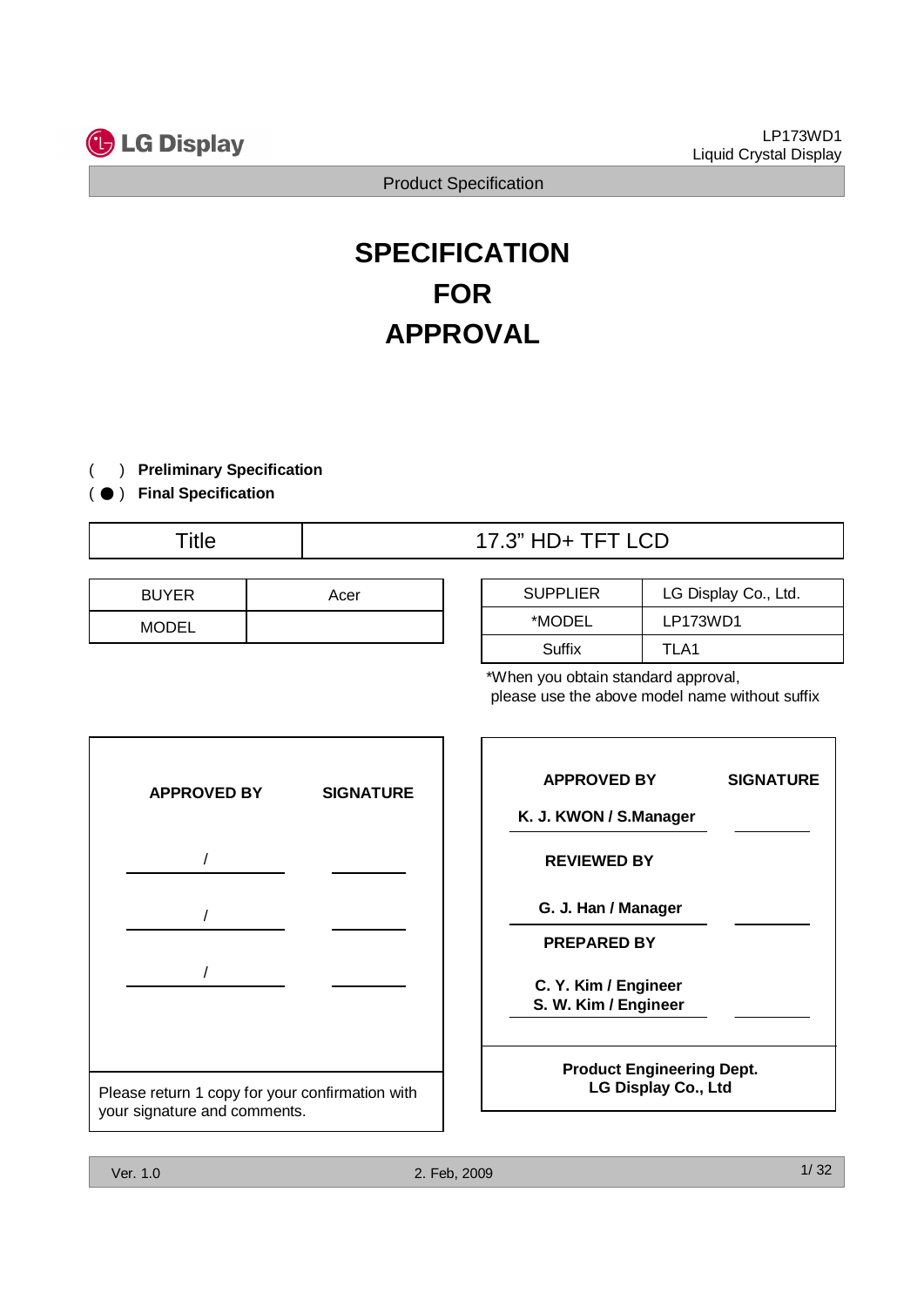**LG Display**

LP173WD1
Liquid Crystal Display

Product Specification

# SPECIFICATION
# FOR
# APPROVAL

( ) **Preliminary Specification**
( ● ) **Final Specification**

| Title | 17.3" HD+ TFT LCD |
|---|---|

| BUYER | Acer |
|---|---|
| MODEL | |

| SUPPLIER | LG Display Co., Ltd. |
|---|---|
| *MODEL | LP173WD1 |
| Suffix | TLA1 |

*When you obtain standard approval,
please use the above model name without suffix

| APPROVED BY | SIGNATURE |
|---|---|
| / | |
| / | |
| / | |

Please return 1 copy for your confirmation with your signature and comments.

| APPROVED BY | SIGNATURE |
|---|---|
| K. J. KWON / S.Manager | |
| **REVIEWED BY** | |
| G. J. Han / Manager | |
| **PREPARED BY** | |
| C. Y. Kim / Engineer<br>S. W. Kim / Engineer | |

**Product Engineering Dept.**
**LG Display Co., Ltd**

Ver. 1.0 2. Feb, 2009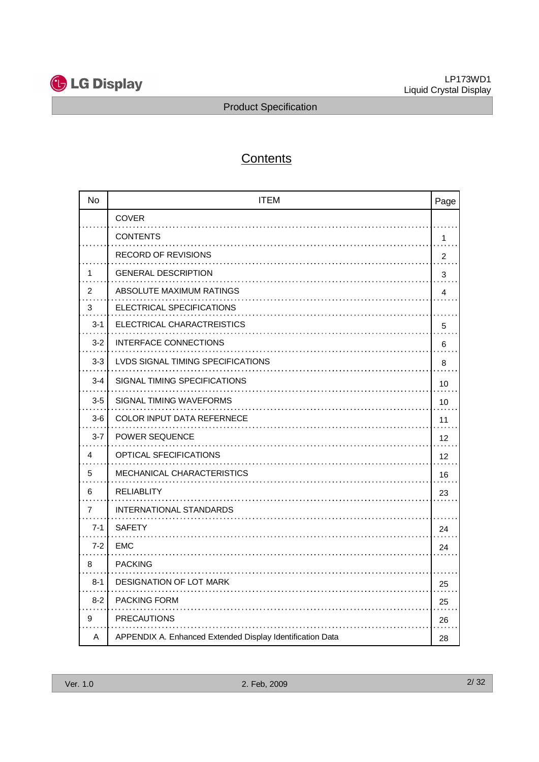# Contents

| No | ITEM | Page |
|---|---|---|
| | COVER | |
| | CONTENTS | 1 |
| | RECORD OF REVISIONS | 2 |
| 1 | GENERAL DESCRIPTION | 3 |
| 2 | ABSOLUTE MAXIMUM RATINGS | 4 |
| 3 | ELECTRICAL SPECIFICATIONS | |
| 3-1 | ELECTRICAL CHARACTREISTICS | 5 |
| 3-2 | INTERFACE CONNECTIONS | 6 |
| 3-3 | LVDS SIGNAL TIMING SPECIFICATIONS | 8 |
| 3-4 | SIGNAL TIMING SPECIFICATIONS | 10 |
| 3-5 | SIGNAL TIMING WAVEFORMS | 10 |
| 3-6 | COLOR INPUT DATA REFERNECE | 11 |
| 3-7 | POWER SEQUENCE | 12 |
| 4 | OPTICAL SFECIFICATIONS | 12 |
| 5 | MECHANICAL CHARACTERISTICS | 16 |
| 6 | RELIABLITY | 23 |
| 7 | INTERNATIONAL STANDARDS | |
| 7-1 | SAFETY | 24 |
| 7-2 | EMC | 24 |
| 8 | PACKING | |
| 8-1 | DESIGNATION OF LOT MARK | 25 |
| 8-2 | PACKING FORM | 25 |
| 9 | PRECAUTIONS | 26 |
| A | APPENDIX A. Enhanced Extended Display Identification Data | 28 |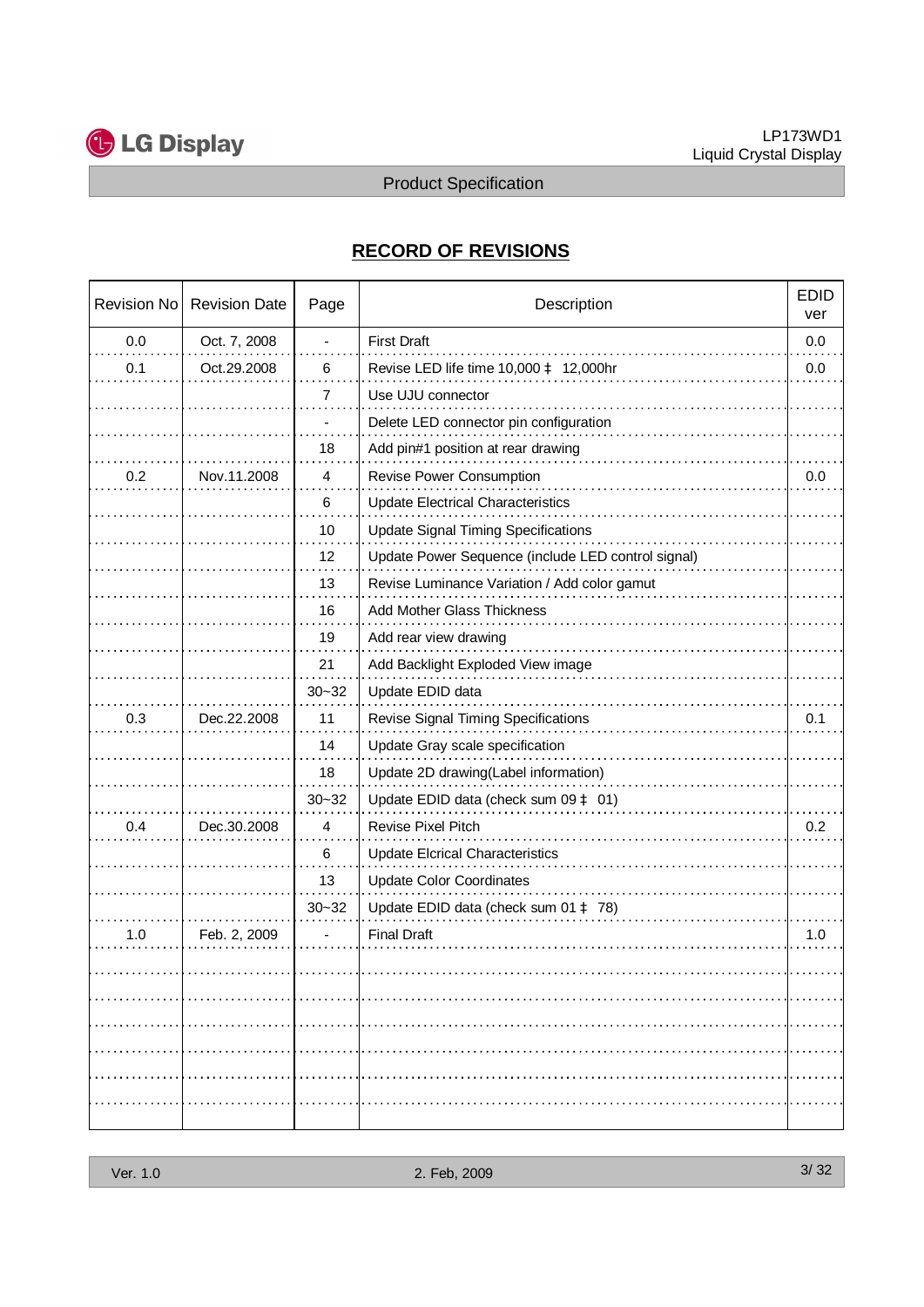## RECORD OF REVISIONS

| Revision No | Revision Date | Page | Description | EDID ver |
|---|---|---|---|---|
| 0.0 | Oct. 7, 2008 | - | First Draft | 0.0 |
| 0.1 | Oct.29.2008 | 6 | Revise LED life time 10,000 ‡ 12,000hr | 0.0 |
| | | 7 | Use UJU connector | |
| | | - | Delete LED connector pin configuration | |
| | | 18 | Add pin#1 position at rear drawing | |
| 0.2 | Nov.11.2008 | 4 | Revise Power Consumption | 0.0 |
| | | 6 | Update Electrical Characteristics | |
| | | 10 | Update Signal Timing Specifications | |
| | | 12 | Update Power Sequence (include LED control signal) | |
| | | 13 | Revise Luminance Variation / Add color gamut | |
| | | 16 | Add Mother Glass Thickness | |
| | | 19 | Add rear view drawing | |
| | | 21 | Add Backlight Exploded View image | |
| | | 30~32 | Update EDID data | |
| 0.3 | Dec.22.2008 | 11 | Revise Signal Timing Specifications | 0.1 |
| | | 14 | Update Gray scale specification | |
| | | 18 | Update 2D drawing(Label information) | |
| | | 30~32 | Update EDID data (check sum 09 ‡ 01) | |
| 0.4 | Dec.30.2008 | 4 | Revise Pixel Pitch | 0.2 |
| | | 6 | Update Elcrical Characteristics | |
| | | 13 | Update Color Coordinates | |
| | | 30~32 | Update EDID data (check sum 01 ‡ 78) | |
| 1.0 | Feb. 2, 2009 | - | Final Draft | 1.0 |
| | | | | |
| | | | | |
| | | | | |
| | | | | |
| | | | | |
| | | | | |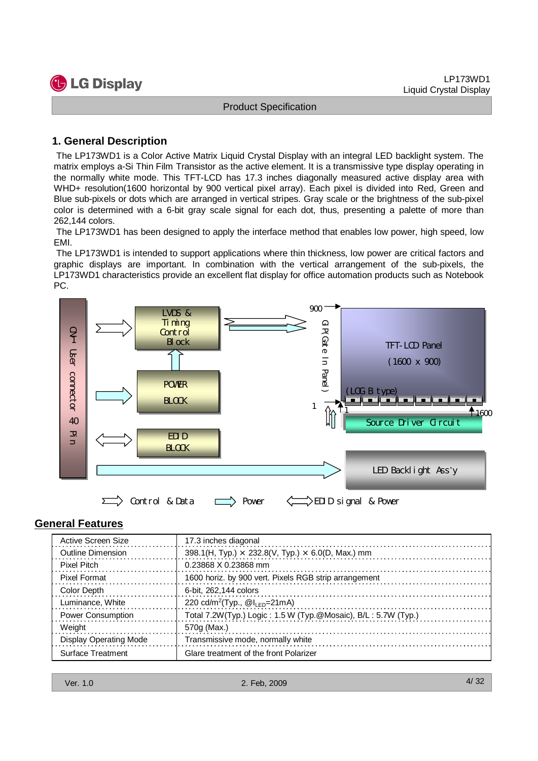## 1. General Description

The LP173WD1 is a Color Active Matrix Liquid Crystal Display with an integral LED backlight system. The matrix employs a-Si Thin Film Transistor as the active element. It is a transmissive type display operating in the normally white mode. This TFT-LCD has 17.3 inches diagonally measured active display area with WHD+ resolution(1600 horizontal by 900 vertical pixel array). Each pixel is divided into Red, Green and Blue sub-pixels or dots which are arranged in vertical stripes. Gray scale or the brightness of the sub-pixel color is determined with a 6-bit gray scale signal for each dot, thus, presenting a palette of more than 262,144 colors.

The LP173WD1 has been designed to apply the interface method that enables low power, high speed, low EMI.

The LP173WD1 is intended to support applications where thin thickness, low power are critical factors and graphic displays are important. In combination with the vertical arrangement of the sub-pixels, the LP173WD1 characteristics provide an excellent flat display for office automation products such as Notebook PC.

CN1 User connector 40 Pin

LVDS & Timing Control Block

POWER BLOCK

EDID BLOCK

900

GIP(Gate In Panel)

TFT-LCD Panel (1600 x 900)

(LOG B type)

1

1

1600

Source Driver Circuit

LED Backlight Ass'y

Control & Data    Power    EDID signal & Power

## General Features

| | |
|---|---|
| Active Screen Size | 17.3 inches diagonal |
| Outline Dimension | 398.1(H, Typ.) × 232.8(V, Typ.) × 6.0(D, Max.) mm |
| Pixel Pitch | 0.23868 X 0.23868 mm |
| Pixel Format | 1600 horiz. by 900 vert. Pixels RGB strip arrangement |
| Color Depth | 6-bit, 262,144 colors |
| Luminance, White | 220 cd/m$^2$(Typ., @$I_{LED}$=21mA) |
| Power Consumption | Total 7.2W(Typ.) Logic : 1.5 W (Typ.@Mosaic), B/L : 5.7W (Typ.) |
| Weight | 570g (Max.) |
| Display Operating Mode | Transmissive mode, normally white |
| Surface Treatment | Glare treatment of the front Polarizer |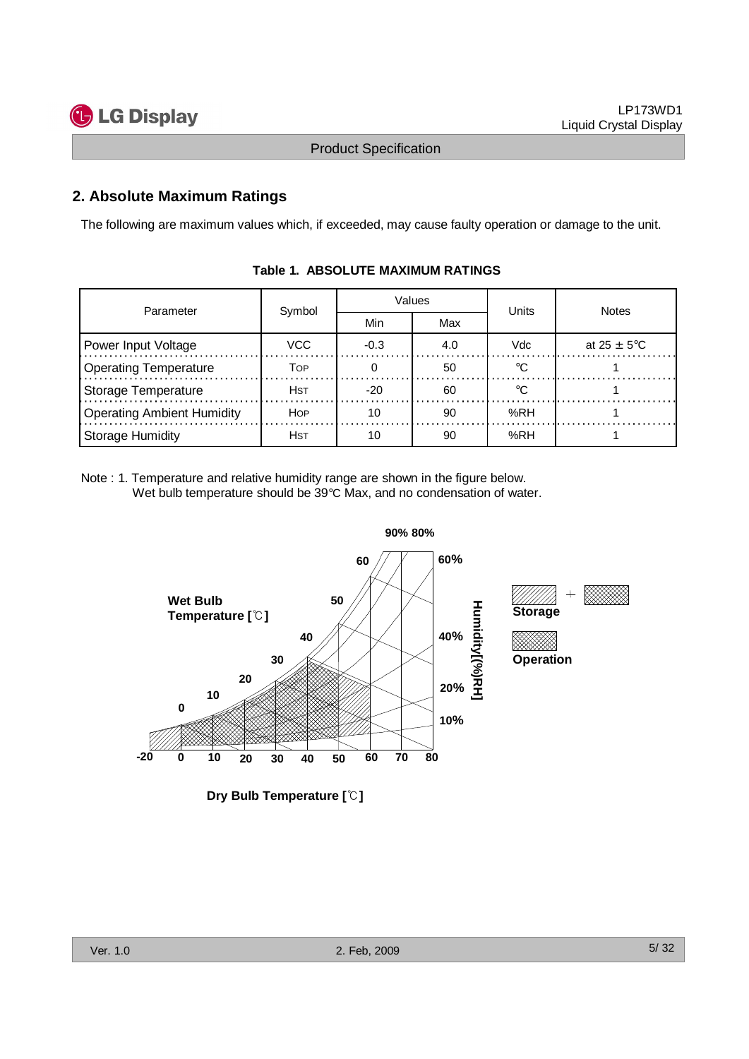## 2. Absolute Maximum Ratings

The following are maximum values which, if exceeded, may cause faulty operation or damage to the unit.

**Table 1. ABSOLUTE MAXIMUM RATINGS**

| Parameter | Symbol | Values | | Units | Notes |
|---|---|---|---|---|---|
| | | Min | Max | | |
| Power Input Voltage | VCC | -0.3 | 4.0 | Vdc | at 25 ± 5°C |
| Operating Temperature | $T_{OP}$ | 0 | 50 | °C | 1 |
| Storage Temperature | $H_{ST}$ | -20 | 60 | °C | 1 |
| Operating Ambient Humidity | $H_{OP}$ | 10 | 90 | %RH | 1 |
| Storage Humidity | $H_{ST}$ | 10 | 90 | %RH | 1 |

Note : 1. Temperature and relative humidity range are shown in the figure below.
Wet bulb temperature should be 39°C Max, and no condensation of water.

Wet Bulb Temperature [℃]

Dry Bulb Temperature [℃]

Humidity[(%)RH]

Storage

Operation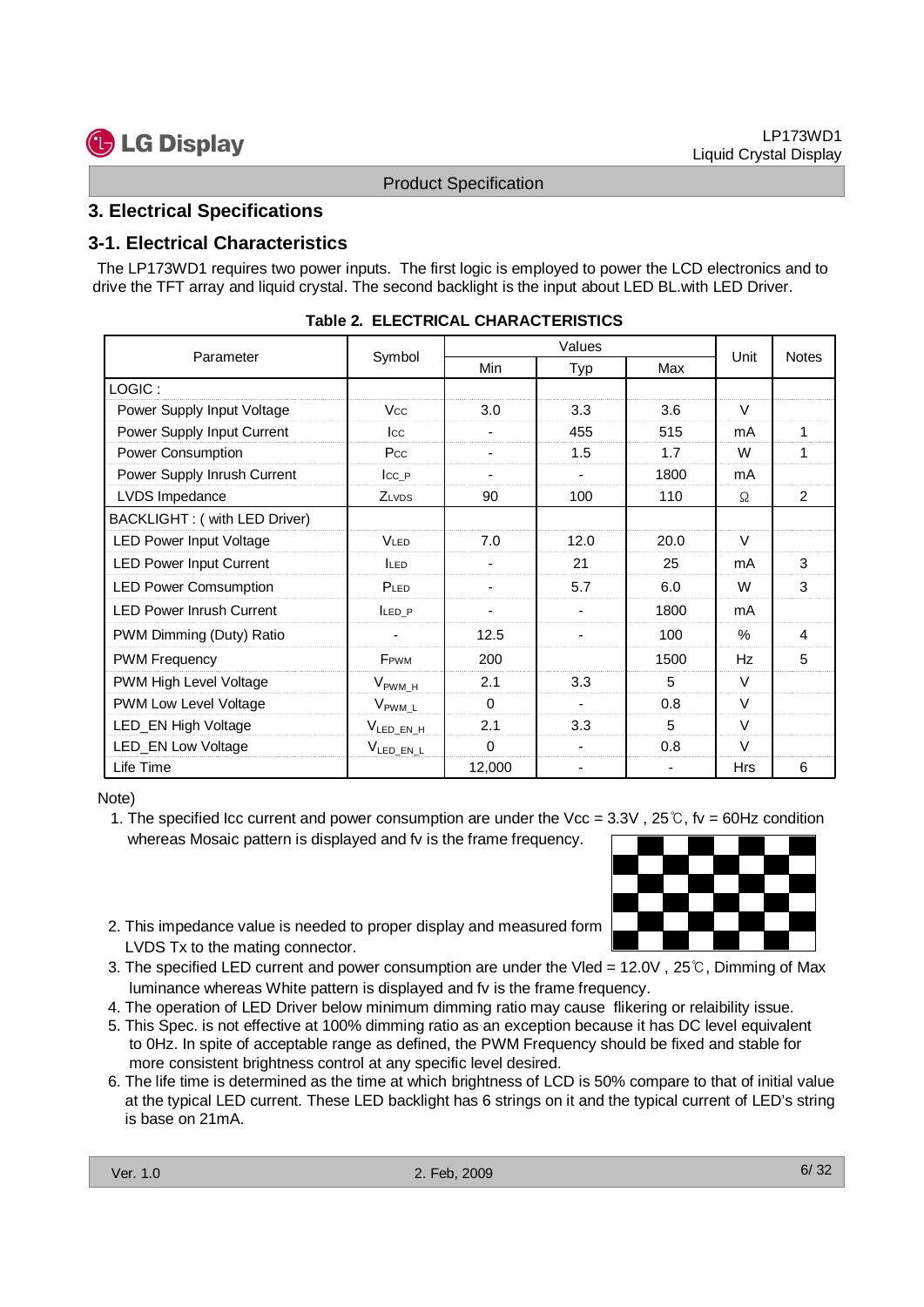# 3. Electrical Specifications

## 3-1. Electrical Characteristics

The LP173WD1 requires two power inputs. The first logic is employed to power the LCD electronics and to drive the TFT array and liquid crystal. The second backlight is the input about LED BL.with LED Driver.

**Table 2. ELECTRICAL CHARACTERISTICS**

| Parameter | Symbol | Values | | | Unit | Notes |
|---|---|---|---|---|---|---|
| | | Min | Typ | Max | | |
| LOGIC : | | | | | | |
| Power Supply Input Voltage | Vcc | 3.0 | 3.3 | 3.6 | V | |
| Power Supply Input Current | Icc | - | 455 | 515 | mA | 1 |
| Power Consumption | Pcc | - | 1.5 | 1.7 | W | 1 |
| Power Supply Inrush Current | $I_{CC\_P}$ | - | - | 1800 | mA | |
| LVDS Impedance | $Z_{LVDS}$ | 90 | 100 | 110 | Ω | 2 |
| BACKLIGHT : ( with LED Driver) | | | | | | |
| LED Power Input Voltage | $V_{LED}$ | 7.0 | 12.0 | 20.0 | V | |
| LED Power Input Current | $I_{LED}$ | - | 21 | 25 | mA | 3 |
| LED Power Comsumption | $P_{LED}$ | - | 5.7 | 6.0 | W | 3 |
| LED Power Inrush Current | $I_{LED\_P}$ | - | - | 1800 | mA | |
| PWM Dimming (Duty) Ratio | - | 12.5 | - | 100 | % | 4 |
| PWM Frequency | $F_{PWM}$ | 200 | | 1500 | Hz | 5 |
| PWM High Level Voltage | $V_{PWM\_H}$ | 2.1 | 3.3 | 5 | V | |
| PWM Low Level Voltage | $V_{PWM\_L}$ | 0 | - | 0.8 | V | |
| LED_EN High Voltage | $V_{LED\_EN\_H}$ | 2.1 | 3.3 | 5 | V | |
| LED_EN Low Voltage | $V_{LED\_EN\_L}$ | 0 | - | 0.8 | V | |
| Life Time | | 12,000 | - | - | Hrs | 6 |

Note)

1. The specified Icc current and power consumption are under the Vcc = 3.3V , 25℃, fv = 60Hz condition whereas Mosaic pattern is displayed and fv is the frame frequency.
2. This impedance value is needed to proper display and measured form LVDS Tx to the mating connector.
3. The specified LED current and power consumption are under the Vled = 12.0V , 25℃, Dimming of Max luminance whereas White pattern is displayed and fv is the frame frequency.
4. The operation of LED Driver below minimum dimming ratio may cause flikering or relaibility issue.
5. This Spec. is not effective at 100% dimming ratio as an exception because it has DC level equivalent to 0Hz. In spite of acceptable range as defined, the PWM Frequency should be fixed and stable for more consistent brightness control at any specific level desired.
6. The life time is determined as the time at which brightness of LCD is 50% compare to that of initial value at the typical LED current. These LED backlight has 6 strings on it and the typical current of LED's string is base on 21mA.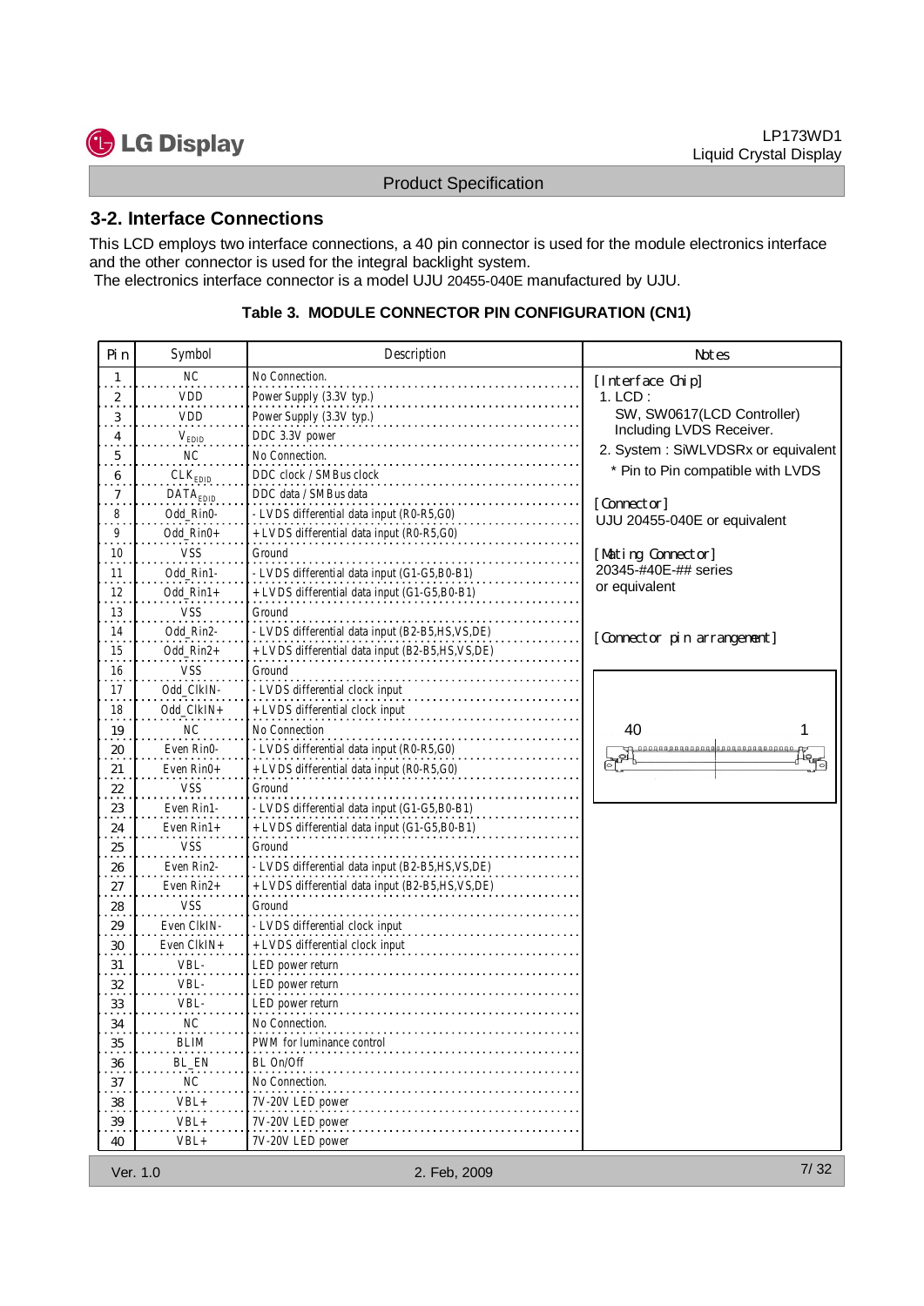## 3-2. Interface Connections

This LCD employs two interface connections, a 40 pin connector is used for the module electronics interface and the other connector is used for the integral backlight system.
The electronics interface connector is a model UJU 20455-040E manufactured by UJU.

**Table 3. MODULE CONNECTOR PIN CONFIGURATION (CN1)**

| Pin | Symbol | Description | Notes |
|---|---|---|---|
| 1 | NC | No Connection. | [Interface Chip]<br>1. LCD :<br>SW, SW0617(LCD Controller) Including LVDS Receiver.<br>2. System : SiWLVDSRx or equivalent<br>* Pin to Pin compatible with LVDS<br><br>[Connector]<br>UJU 20455-040E or equivalent<br><br>[Mating Connector]<br>20345-#40E-## series or equivalent<br><br>[Connector pin arrangement]<br>40 ... 1 |
| 2 | VDD | Power Supply (3.3V typ.) | |
| 3 | VDD | Power Supply (3.3V typ.) | |
| 4 | $V_{EDID}$ | DDC 3.3V power | |
| 5 | NC | No Connection. | |
| 6 | $CLK_{EDID}$ | DDC clock / SMBus clock | |
| 7 | $DATA_{EDID}$ | DDC data / SMBus data | |
| 8 | Odd_Rin0- | - LVDS differential data input (R0-R5,G0) | |
| 9 | Odd_Rin0+ | + LVDS differential data input (R0-R5,G0) | |
| 10 | VSS | Ground | |
| 11 | Odd_Rin1- | - LVDS differential data input (G1-G5,B0-B1) | |
| 12 | Odd_Rin1+ | + LVDS differential data input (G1-G5,B0-B1) | |
| 13 | VSS | Ground | |
| 14 | Odd_Rin2- | - LVDS differential data input (B2-B5,HS,VS,DE) | |
| 15 | Odd_Rin2+ | + LVDS differential data input (B2-B5,HS,VS,DE) | |
| 16 | VSS | Ground | |
| 17 | Odd_ClkIN- | - LVDS differential clock input | |
| 18 | Odd_ClkIN+ | + LVDS differential clock input | |
| 19 | NC | No Connection | |
| 20 | Even Rin0- | - LVDS differential data input (R0-R5,G0) | |
| 21 | Even Rin0+ | + LVDS differential data input (R0-R5,G0) | |
| 22 | VSS | Ground | |
| 23 | Even Rin1- | - LVDS differential data input (G1-G5,B0-B1) | |
| 24 | Even Rin1+ | + LVDS differential data input (G1-G5,B0-B1) | |
| 25 | VSS | Ground | |
| 26 | Even Rin2- | - LVDS differential data input (B2-B5,HS,VS,DE) | |
| 27 | Even Rin2+ | + LVDS differential data input (B2-B5,HS,VS,DE) | |
| 28 | VSS | Ground | |
| 29 | Even ClkIN- | - LVDS differential clock input | |
| 30 | Even ClkIN+ | + LVDS differential clock input | |
| 31 | VBL- | LED power return | |
| 32 | VBL- | LED power return | |
| 33 | VBL- | LED power return | |
| 34 | NC | No Connection. | |
| 35 | BLIM | PWM for luminance control | |
| 36 | BL_EN | BL On/Off | |
| 37 | NC | No Connection. | |
| 38 | VBL+ | 7V-20V LED power | |
| 39 | VBL+ | 7V-20V LED power | |
| 40 | VBL+ | 7V-20V LED power | |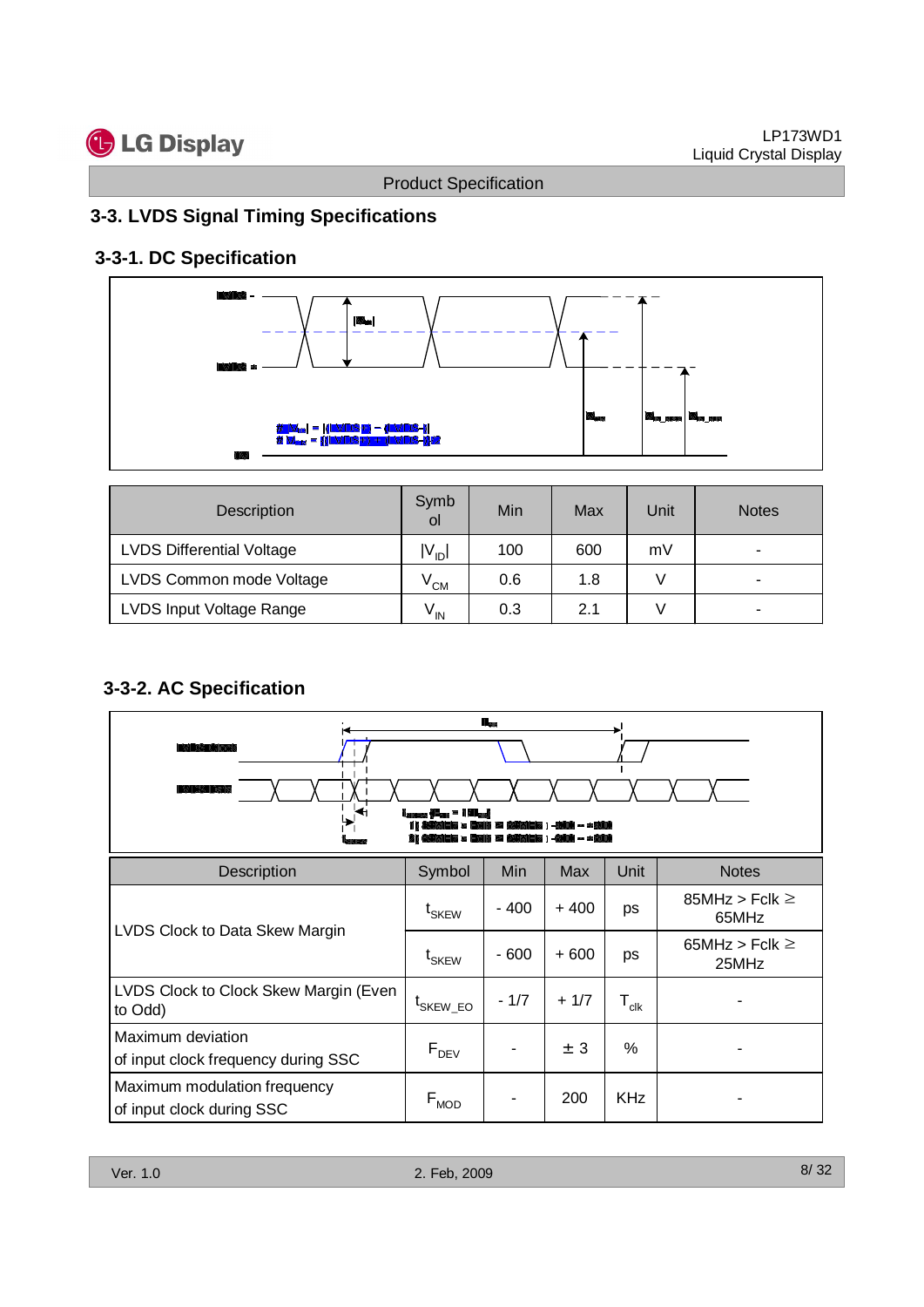## 3-3. LVDS Signal Timing Specifications

### 3-3-1. DC Specification

| Description | Symbol | Min | Max | Unit | Notes |
|---|---|---|---|---|---|
| LVDS Differential Voltage | $\|V_{ID}\|$ | 100 | 600 | mV | - |
| LVDS Common mode Voltage | $V_{CM}$ | 0.6 | 1.8 | V | - |
| LVDS Input Voltage Range | $V_{IN}$ | 0.3 | 2.1 | V | - |

### 3-3-2. AC Specification

| Description | Symbol | Min | Max | Unit | Notes |
|---|---|---|---|---|---|
| LVDS Clock to Data Skew Margin | $t_{SKEW}$ | - 400 | + 400 | ps | 85MHz > Fclk ≥ 65MHz |
| | $t_{SKEW}$ | - 600 | + 600 | ps | 65MHz > Fclk ≥ 25MHz |
| LVDS Clock to Clock Skew Margin (Even to Odd) | $t_{SKEW\_EO}$ | - 1/7 | + 1/7 | $T_{clk}$ | - |
| Maximum deviation of input clock frequency during SSC | $F_{DEV}$ | - | ± 3 | % | - |
| Maximum modulation frequency of input clock during SSC | $F_{MOD}$ | - | 200 | KHz | - |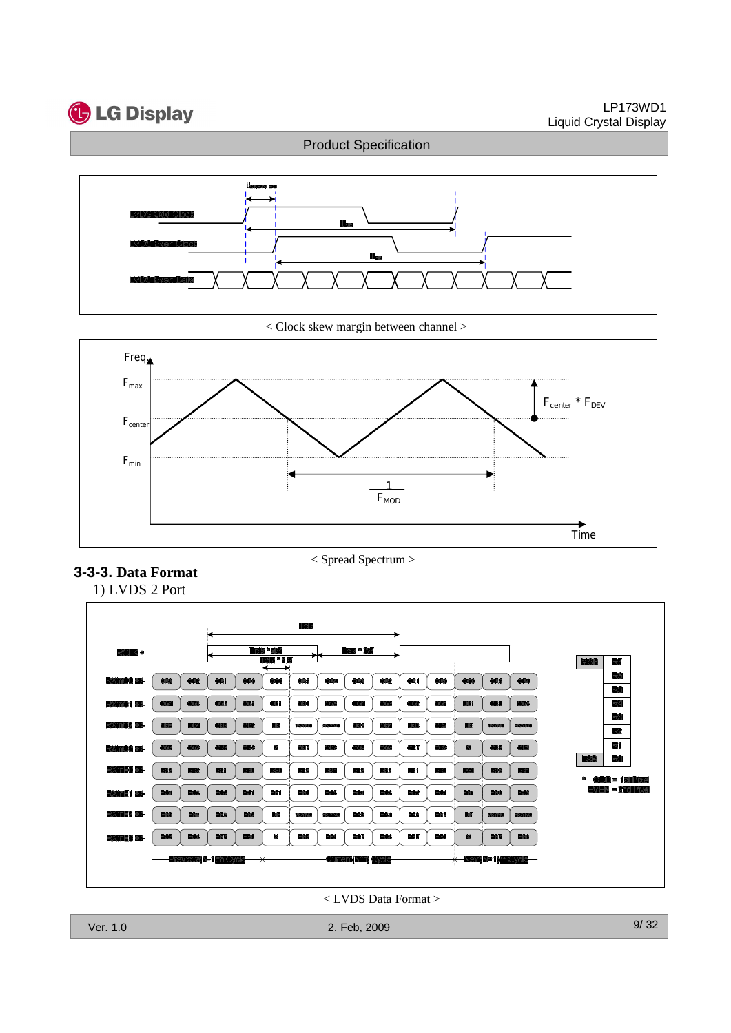< Clock skew margin between channel >

< Spread Spectrum >

### 3-3-3. Data Format

1) LVDS 2 Port

< LVDS Data Format >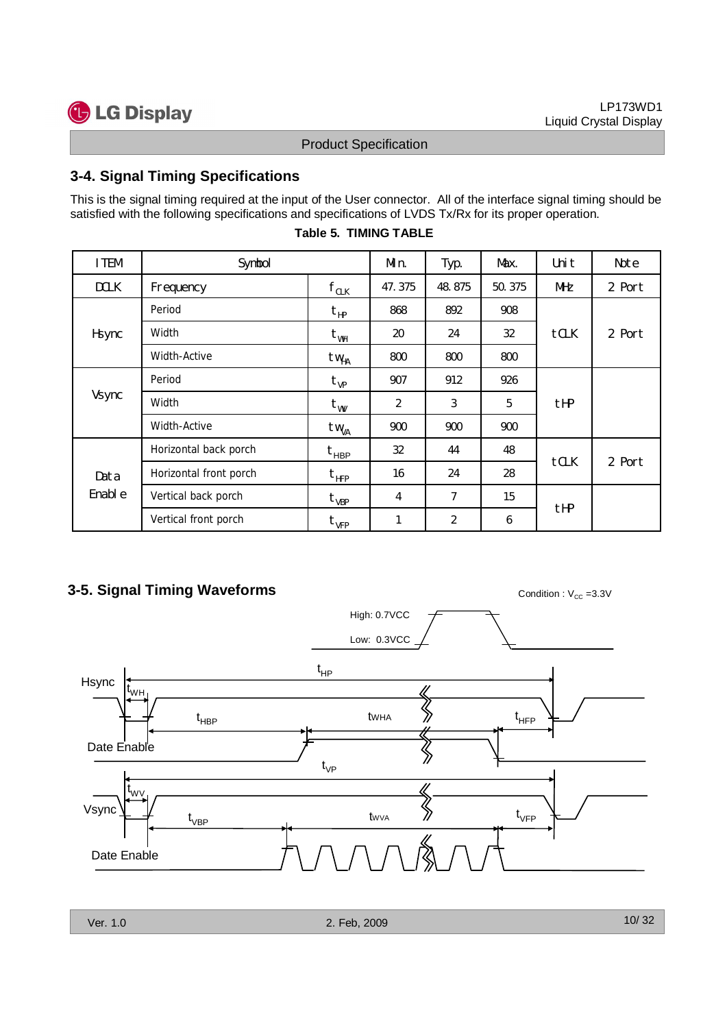### 3-4. Signal Timing Specifications

This is the signal timing required at the input of the User connector. All of the interface signal timing should be satisfied with the following specifications and specifications of LVDS Tx/Rx for its proper operation.

**Table 5. TIMING TABLE**

| ITEM | Symbol | | Min. | Typ. | Max. | Unit | Note |
|---|---|---|---|---|---|---|---|
| DCLK | Frequency | $f_{CLK}$ | 47.375 | 48.875 | 50.375 | MHz | 2 Port |
| Hsync | Period | $t_{HP}$ | 868 | 892 | 908 | tCLK | 2 Port |
| | Width | $t_{WH}$ | 20 | 24 | 32 | | |
| | Width-Active | $t_{WHA}$ | 800 | 800 | 800 | | |
| Vsync | Period | $t_{VP}$ | 907 | 912 | 926 | tHP | |
| | Width | $t_{WV}$ | 2 | 3 | 5 | | |
| | Width-Active | $t_{WVA}$ | 900 | 900 | 900 | | |
| Data Enable | Horizontal back porch | $t_{HBP}$ | 32 | 44 | 48 | tCLK | 2 Port |
| | Horizontal front porch | $t_{HFP}$ | 16 | 24 | 28 | | |
| | Vertical back porch | $t_{VBP}$ | 4 | 7 | 15 | tHP | |
| | Vertical front porch | $t_{VFP}$ | 1 | 2 | 6 | | |

### 3-5. Signal Timing Waveforms

Condition : $V_{CC}$ =3.3V

High: 0.7VCC

Low: 0.3VCC

Hsync — $t_{HP}$, $t_{WH}$, $t_{HBP}$, $t_{WHA}$, $t_{HFP}$

Date Enable

Vsync — $t_{VP}$, $t_{WV}$, $t_{VBP}$, $t_{WVA}$, $t_{VFP}$

Date Enable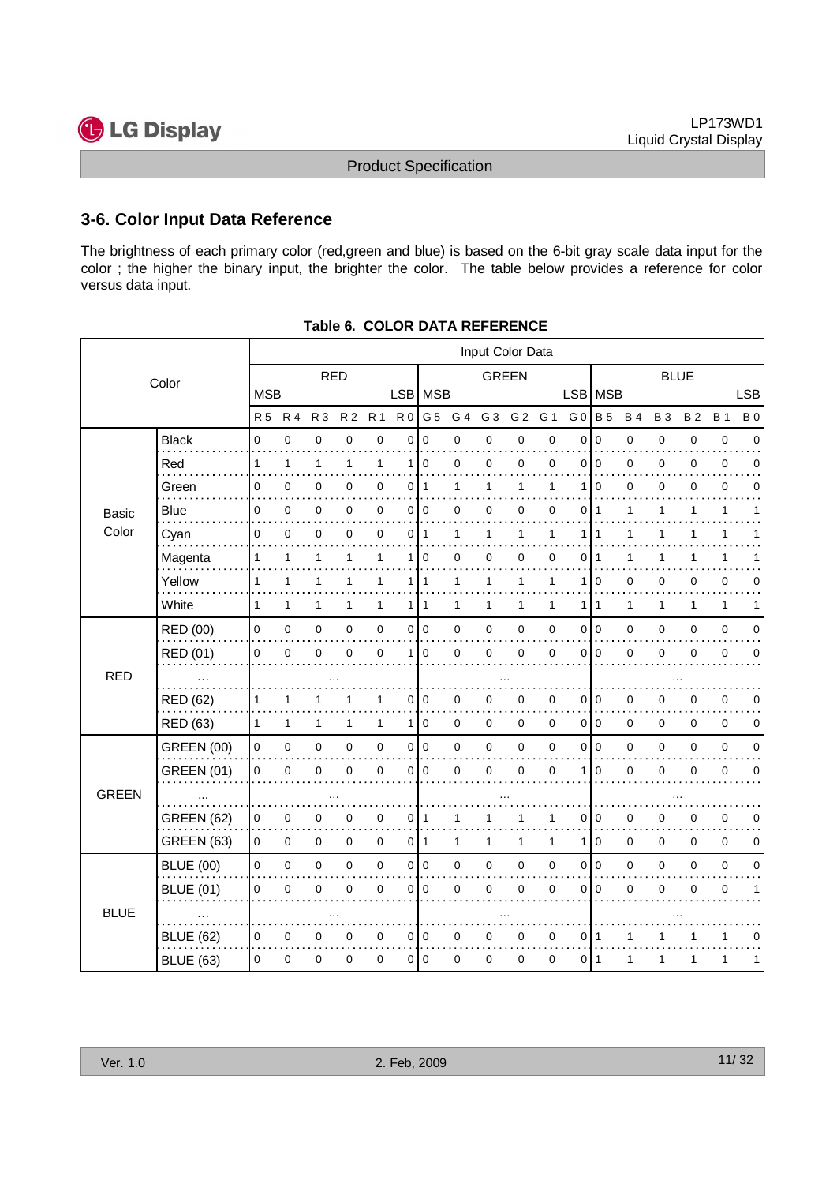## 3-6. Color Input Data Reference

The brightness of each primary color (red,green and blue) is based on the 6-bit gray scale data input for the color ; the higher the binary input, the brighter the color. The table below provides a reference for color versus data input.

**Table 6. COLOR DATA REFERENCE**

| Color | | Input Color Data | | | | | | | | | | | | | | | | | |
|---|---|---|---|---|---|---|---|---|---|---|---|---|---|---|---|---|---|---|---|
| | | RED | | | | | | GREEN | | | | | | BLUE | | | | | |
| | | MSB | | | | | LSB | MSB | | | | | LSB | MSB | | | | | LSB |
| | | R 5 | R 4 | R 3 | R 2 | R 1 | R 0 | G 5 | G 4 | G 3 | G 2 | G 1 | G 0 | B 5 | B 4 | B 3 | B 2 | B 1 | B 0 |
| Basic Color | Black | 0 | 0 | 0 | 0 | 0 | 0 | 0 | 0 | 0 | 0 | 0 | 0 | 0 | 0 | 0 | 0 | 0 | 0 |
| | Red | 1 | 1 | 1 | 1 | 1 | 1 | 0 | 0 | 0 | 0 | 0 | 0 | 0 | 0 | 0 | 0 | 0 | 0 |
| | Green | 0 | 0 | 0 | 0 | 0 | 0 | 1 | 1 | 1 | 1 | 1 | 1 | 0 | 0 | 0 | 0 | 0 | 0 |
| | Blue | 0 | 0 | 0 | 0 | 0 | 0 | 0 | 0 | 0 | 0 | 0 | 0 | 1 | 1 | 1 | 1 | 1 | 1 |
| | Cyan | 0 | 0 | 0 | 0 | 0 | 0 | 1 | 1 | 1 | 1 | 1 | 1 | 1 | 1 | 1 | 1 | 1 | 1 |
| | Magenta | 1 | 1 | 1 | 1 | 1 | 1 | 0 | 0 | 0 | 0 | 0 | 0 | 1 | 1 | 1 | 1 | 1 | 1 |
| | Yellow | 1 | 1 | 1 | 1 | 1 | 1 | 1 | 1 | 1 | 1 | 1 | 1 | 0 | 0 | 0 | 0 | 0 | 0 |
| | White | 1 | 1 | 1 | 1 | 1 | 1 | 1 | 1 | 1 | 1 | 1 | 1 | 1 | 1 | 1 | 1 | 1 | 1 |
| RED | RED (00) | 0 | 0 | 0 | 0 | 0 | 0 | 0 | 0 | 0 | 0 | 0 | 0 | 0 | 0 | 0 | 0 | 0 | 0 |
| | RED (01) | 0 | 0 | 0 | 0 | 0 | 1 | 0 | 0 | 0 | 0 | 0 | 0 | 0 | 0 | 0 | 0 | 0 | 0 |
| | ... | ... | | | | | | ... | | | | | | ... | | | | | |
| | RED (62) | 1 | 1 | 1 | 1 | 1 | 0 | 0 | 0 | 0 | 0 | 0 | 0 | 0 | 0 | 0 | 0 | 0 | 0 |
| | RED (63) | 1 | 1 | 1 | 1 | 1 | 1 | 0 | 0 | 0 | 0 | 0 | 0 | 0 | 0 | 0 | 0 | 0 | 0 |
| GREEN | GREEN (00) | 0 | 0 | 0 | 0 | 0 | 0 | 0 | 0 | 0 | 0 | 0 | 0 | 0 | 0 | 0 | 0 | 0 | 0 |
| | GREEN (01) | 0 | 0 | 0 | 0 | 0 | 0 | 0 | 0 | 0 | 0 | 0 | 1 | 0 | 0 | 0 | 0 | 0 | 0 |
| | ... | ... | | | | | | ... | | | | | | ... | | | | | |
| | GREEN (62) | 0 | 0 | 0 | 0 | 0 | 0 | 1 | 1 | 1 | 1 | 1 | 0 | 0 | 0 | 0 | 0 | 0 | 0 |
| | GREEN (63) | 0 | 0 | 0 | 0 | 0 | 0 | 1 | 1 | 1 | 1 | 1 | 1 | 0 | 0 | 0 | 0 | 0 | 0 |
| BLUE | BLUE (00) | 0 | 0 | 0 | 0 | 0 | 0 | 0 | 0 | 0 | 0 | 0 | 0 | 0 | 0 | 0 | 0 | 0 | 0 |
| | BLUE (01) | 0 | 0 | 0 | 0 | 0 | 0 | 0 | 0 | 0 | 0 | 0 | 0 | 0 | 0 | 0 | 0 | 0 | 1 |
| | ... | ... | | | | | | ... | | | | | | ... | | | | | |
| | BLUE (62) | 0 | 0 | 0 | 0 | 0 | 0 | 0 | 0 | 0 | 0 | 0 | 0 | 1 | 1 | 1 | 1 | 1 | 0 |
| | BLUE (63) | 0 | 0 | 0 | 0 | 0 | 0 | 0 | 0 | 0 | 0 | 0 | 0 | 1 | 1 | 1 | 1 | 1 | 1 |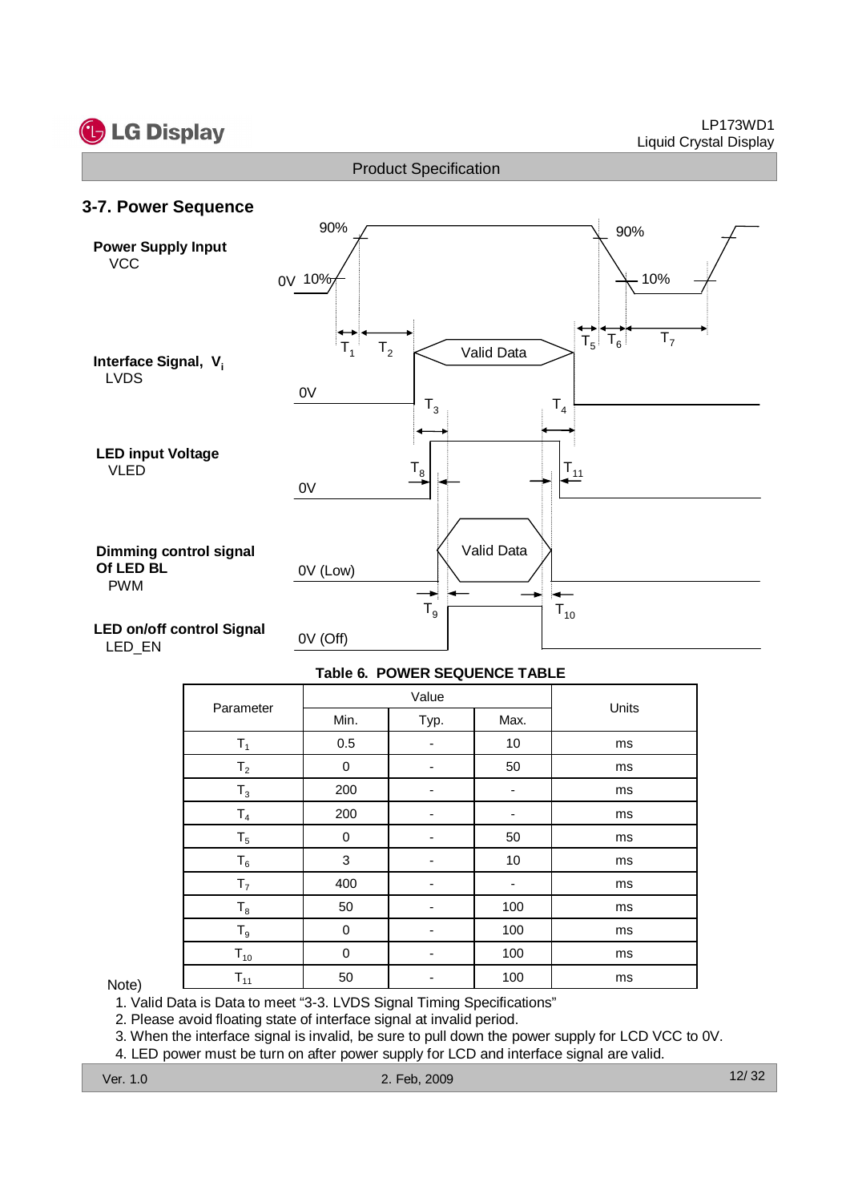## 3-7. Power Sequence

**Power Supply Input**
VCC

**Interface Signal, $V_i$**
LVDS

**LED input Voltage**
VLED

**Dimming control signal Of LED BL**
PWM

**LED on/off control Signal**
LED_EN

**Table 6. POWER SEQUENCE TABLE**

| Parameter | Value | | | Units |
|---|---|---|---|---|
| | Min. | Typ. | Max. | |
| $T_1$ | 0.5 | - | 10 | ms |
| $T_2$ | 0 | - | 50 | ms |
| $T_3$ | 200 | - | - | ms |
| $T_4$ | 200 | - | - | ms |
| $T_5$ | 0 | - | 50 | ms |
| $T_6$ | 3 | - | 10 | ms |
| $T_7$ | 400 | - | - | ms |
| $T_8$ | 50 | - | 100 | ms |
| $T_9$ | 0 | - | 100 | ms |
| $T_{10}$ | 0 | - | 100 | ms |
| $T_{11}$ | 50 | - | 100 | ms |

Note)

1. Valid Data is Data to meet "3-3. LVDS Signal Timing Specifications"
2. Please avoid floating state of interface signal at invalid period.
3. When the interface signal is invalid, be sure to pull down the power supply for LCD VCC to 0V.
4. LED power must be turn on after power supply for LCD and interface signal are valid.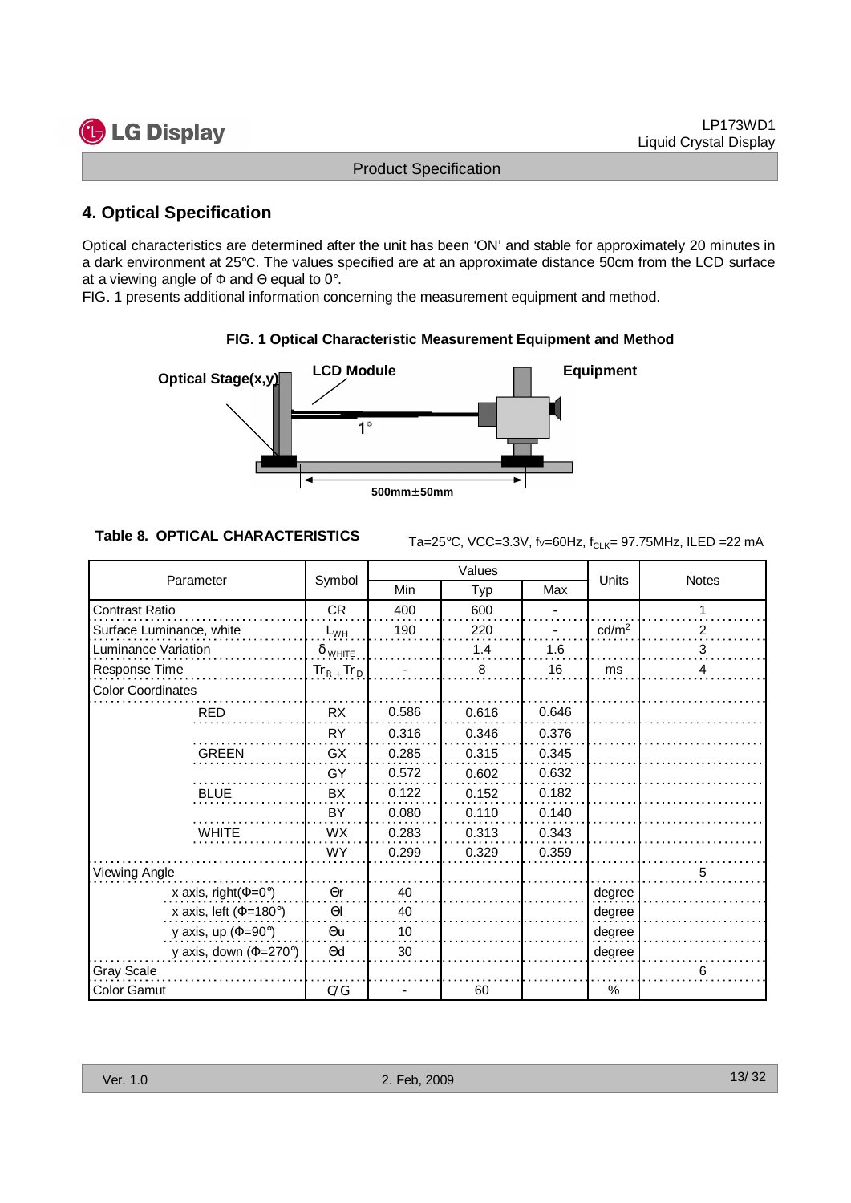## 4. Optical Specification

Optical characteristics are determined after the unit has been 'ON' and stable for approximately 20 minutes in a dark environment at 25℃. The values specified are at an approximate distance 50cm from the LCD surface at a viewing angle of Φ and Θ equal to 0°.

FIG. 1 presents additional information concerning the measurement equipment and method.

**FIG. 1 Optical Characteristic Measurement Equipment and Method**

Optical Stage(x,y) | LCD Module | Equipment | 1° | 500mm±50mm

**Table 8. OPTICAL CHARACTERISTICS**

Ta=25℃, VCC=3.3V, fv=60Hz, $f_{CLK}$= 97.75MHz, ILED =22 mA

| Parameter | | Symbol | Values | | | Units | Notes |
|---|---|---|---|---|---|---|---|
| | | | Min | Typ | Max | | |
| Contrast Ratio | | CR | 400 | 600 | - | | 1 |
| Surface Luminance, white | | $L_{WH}$ | 190 | 220 | - | cd/m² | 2 |
| Luminance Variation | | $\delta_{WHITE}$ | | 1.4 | 1.6 | | 3 |
| Response Time | | $Tr_R + Tr_D$ | - | 8 | 16 | ms | 4 |
| Color Coordinates | | | | | | | |
| | RED | RX | 0.586 | 0.616 | 0.646 | | |
| | | RY | 0.316 | 0.346 | 0.376 | | |
| | GREEN | GX | 0.285 | 0.315 | 0.345 | | |
| | | GY | 0.572 | 0.602 | 0.632 | | |
| | BLUE | BX | 0.122 | 0.152 | 0.182 | | |
| | | BY | 0.080 | 0.110 | 0.140 | | |
| | WHITE | WX | 0.283 | 0.313 | 0.343 | | |
| | | WY | 0.299 | 0.329 | 0.359 | | |
| Viewing Angle | | | | | | | 5 |
| | x axis, right(Φ=0°) | Θr | 40 | | | degree | |
| | x axis, left (Φ=180°) | Θl | 40 | | | degree | |
| | y axis, up (Φ=90°) | Θu | 10 | | | degree | |
| | y axis, down (Φ=270°) | Θd | 30 | | | degree | |
| Gray Scale | | | | | | | 6 |
| Color Gamut | | C/G | - | 60 | | % | |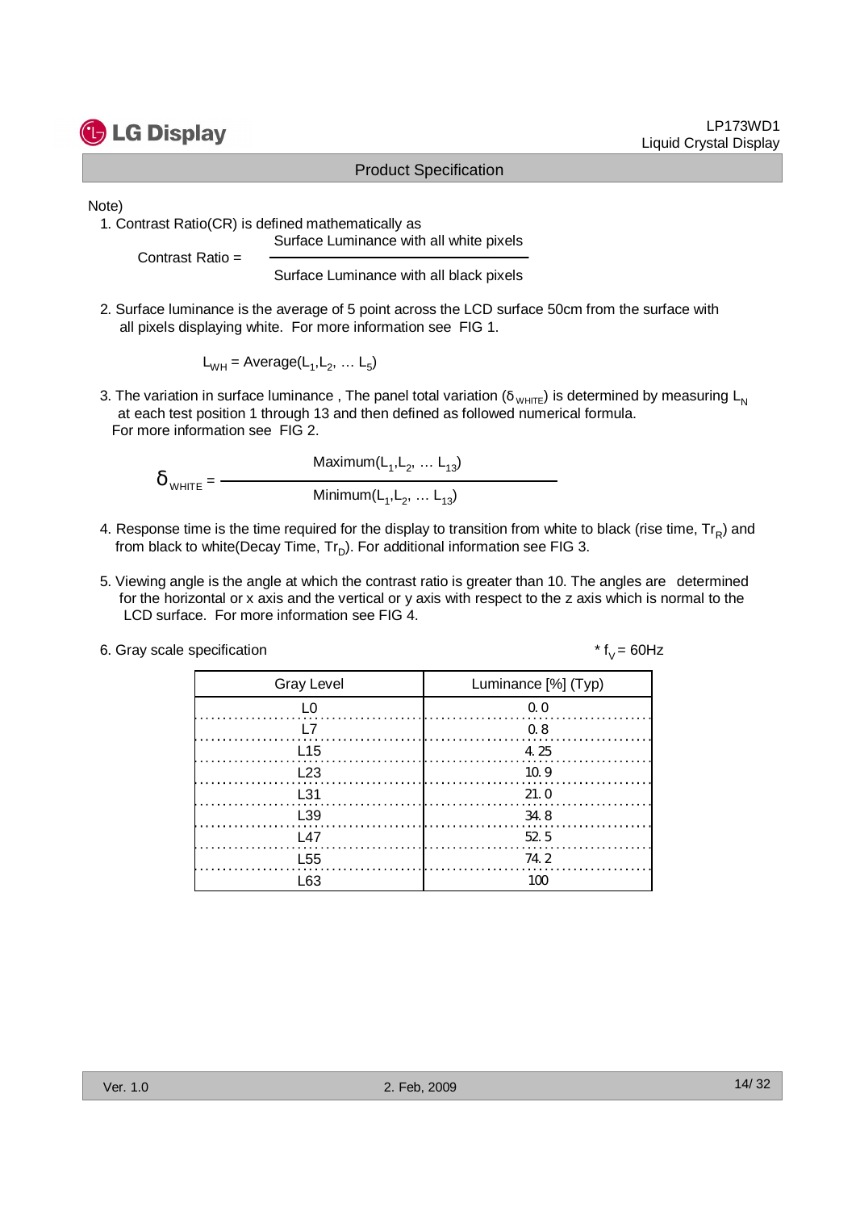Note)

1. Contrast Ratio(CR) is defined mathematically as

$$\text{Contrast Ratio} = \frac{\text{Surface Luminance with all white pixels}}{\text{Surface Luminance with all black pixels}}$$

2. Surface luminance is the average of 5 point across the LCD surface 50cm from the surface with all pixels displaying white. For more information see FIG 1.

$$L_{WH} = \text{Average}(L_1, L_2, \dots L_5)$$

3. The variation in surface luminance , The panel total variation ($\delta_{WHITE}$) is determined by measuring $L_N$ at each test position 1 through 13 and then defined as followed numerical formula. For more information see FIG 2.

$$\delta_{WHITE} = \frac{\text{Maximum}(L_1, L_2, \dots L_{13})}{\text{Minimum}(L_1, L_2, \dots L_{13})}$$

4. Response time is the time required for the display to transition from white to black (rise time, $Tr_R$) and from black to white(Decay Time, $Tr_D$). For additional information see FIG 3.

5. Viewing angle is the angle at which the contrast ratio is greater than 10. The angles are determined for the horizontal or x axis and the vertical or y axis with respect to the z axis which is normal to the LCD surface. For more information see FIG 4.

6. Gray scale specification

\* $f_V$ = 60Hz

| Gray Level | Luminance [%] (Typ) |
|---|---|
| L0 | 0.0 |
| L7 | 0.8 |
| L15 | 4.25 |
| L23 | 10.9 |
| L31 | 21.0 |
| L39 | 34.8 |
| L47 | 52.5 |
| L55 | 74.2 |
| L63 | 100 |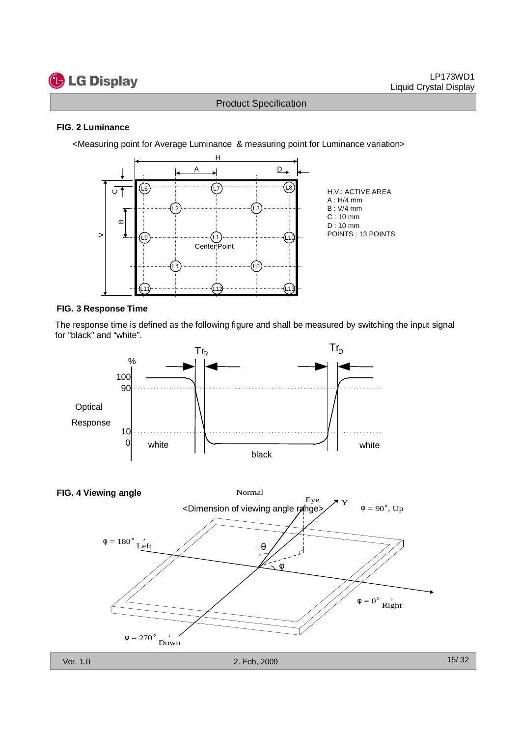## FIG. 2 Luminance

<Measuring point for Average Luminance & measuring point for Luminance variation>

H,V : ACTIVE AREA
A : H/4 mm
B : V/4 mm
C : 10 mm
D : 10 mm
POINTS : 13 POINTS

## FIG. 3 Response Time

The response time is defined as the following figure and shall be measured by switching the input signal for "black" and "white".

## FIG. 4 Viewing angle

<Dimension of viewing angle range>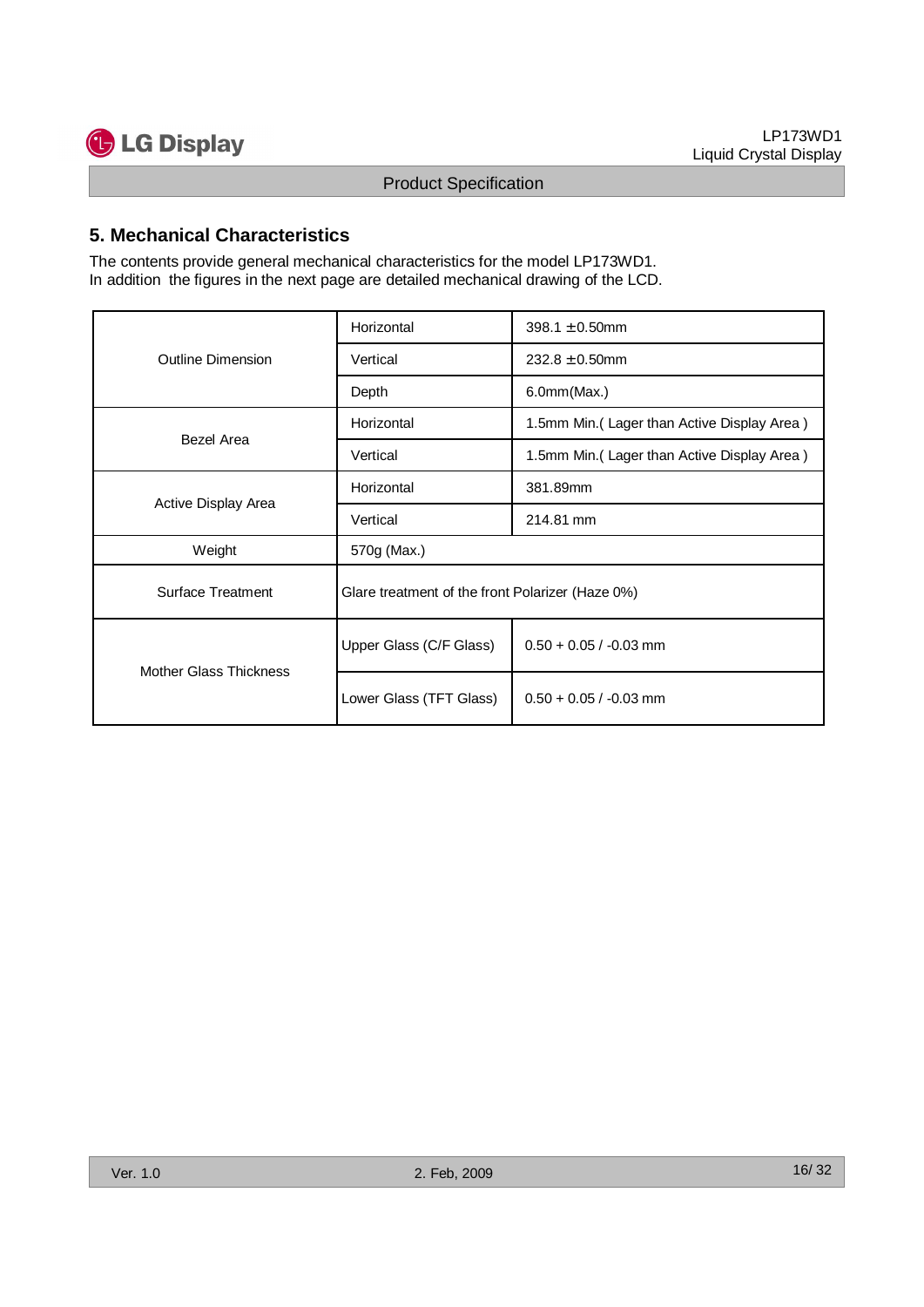## 5. Mechanical Characteristics

The contents provide general mechanical characteristics for the model LP173WD1.
In addition the figures in the next page are detailed mechanical drawing of the LCD.

| | | |
|---|---|---|
| Outline Dimension | Horizontal | 398.1 ±0.50mm |
| | Vertical | 232.8 ±0.50mm |
| | Depth | 6.0mm(Max.) |
| Bezel Area | Horizontal | 1.5mm Min.( Lager than Active Display Area ) |
| | Vertical | 1.5mm Min.( Lager than Active Display Area ) |
| Active Display Area | Horizontal | 381.89mm |
| | Vertical | 214.81 mm |
| Weight | 570g (Max.) | |
| Surface Treatment | Glare treatment of the front Polarizer (Haze 0%) | |
| Mother Glass Thickness | Upper Glass (C/F Glass) | 0.50 + 0.05 / -0.03 mm |
| | Lower Glass (TFT Glass) | 0.50 + 0.05 / -0.03 mm |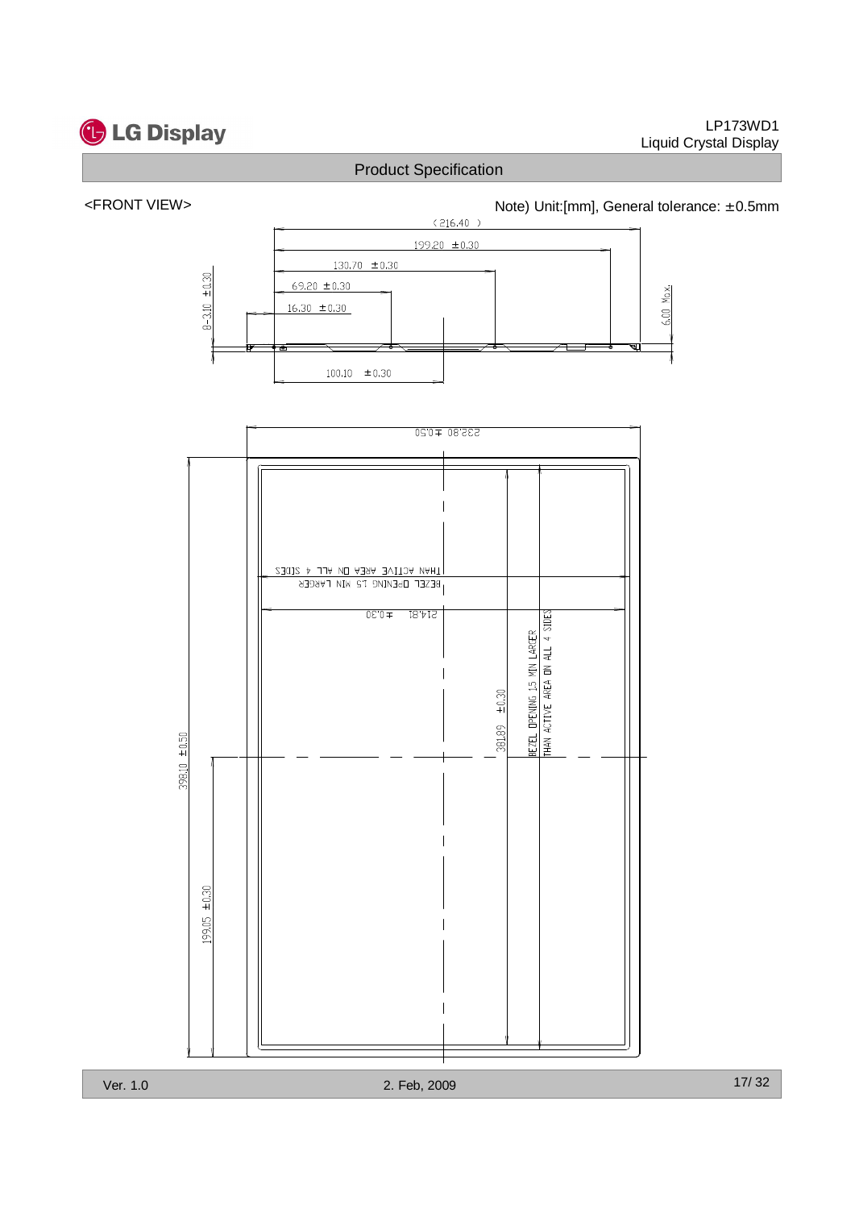<FRONT VIEW>

Note) Unit:[mm], General tolerance: ±0.5mm

(216.40)

199.20 ±0.30

130.70 ±0.30

69.20 ±0.30

16.30 ±0.30

8-3.10 ±0.30

6.00 Max.

100.10 ±0.30

232.80 ±0.50

THAN ACTIVE AREA ON ALL 4 SIDES

BEZEL OPENING 1.5 MIN LARGER

214.81 ±0.30

381.89 ±0.30

BEZEL OPENING 1.5 MIN LARGER

THAN ACTIVE AREA ON ALL 4 SIDES

398.10 ±0.50

199.05 ±0.30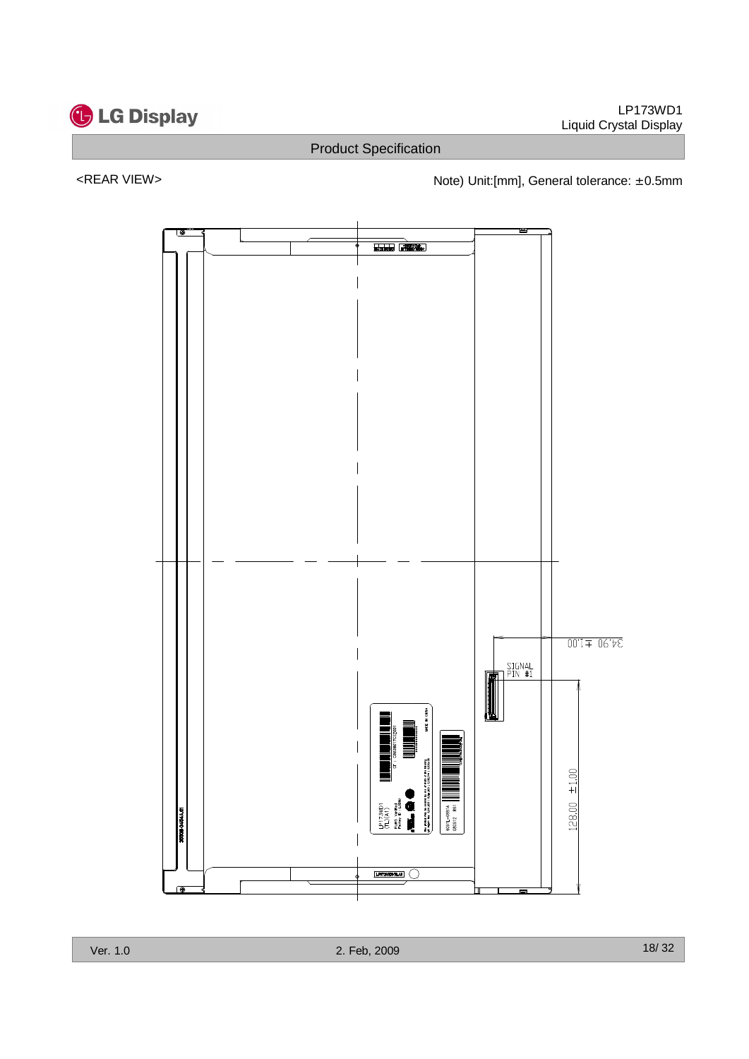<REAR VIEW>

Note) Unit:[mm], General tolerance: ±0.5mm

SIGNAL PIN #1

34.90 ±1.00

128.00 ±1.00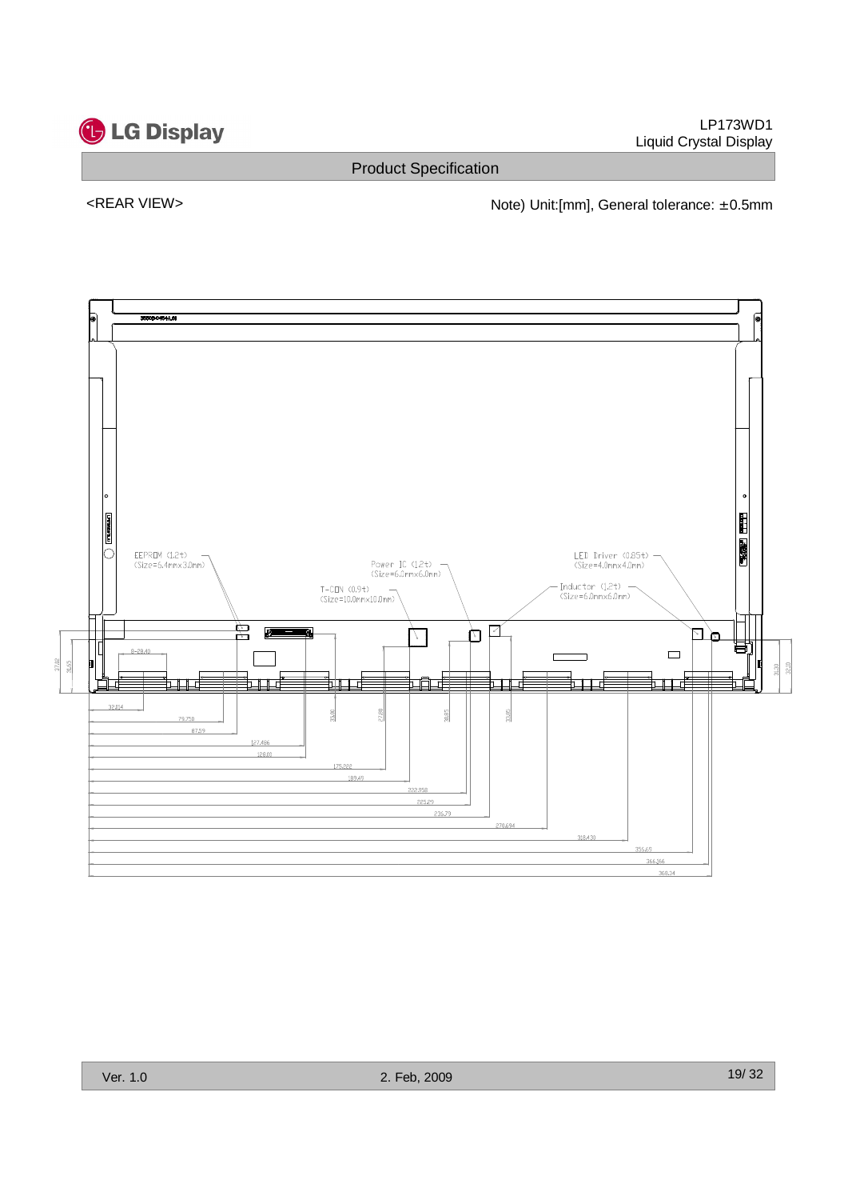<REAR VIEW>

Note) Unit:[mm], General tolerance: ±0.5mm

EEPROM (1.2t)
(Size=5.4mm×3.0mm)

Power IC (1.2t)
(Size=6.0mm×6.0mm)

T-CON (0.9t)
(Size=10.0mm×10.0mm)

LED Driver (0.85t)
(Size=4.0mm×4.0mm)

Inductor (1.2t)
(Size=6.0mm×6.0mm)

8-Ø8.40

32.014

79.750

87.59

127.496

128.00

175.222

189.49

222.958

225.29

236.79

270.694

318.430

356.69

366.166

368.34

35.00

27.80

30.85

33.85

37.82

31.55

31.30

32.10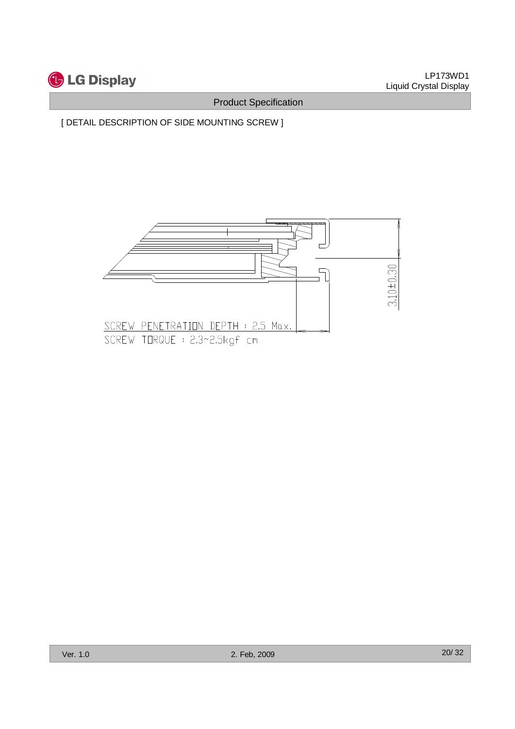[ DETAIL DESCRIPTION OF SIDE MOUNTING SCREW ]

3.10±0.30

SCREW PENETRATION DEPTH : 2.5 Max.

SCREW TORQUE : 2.3~2.5kgf cm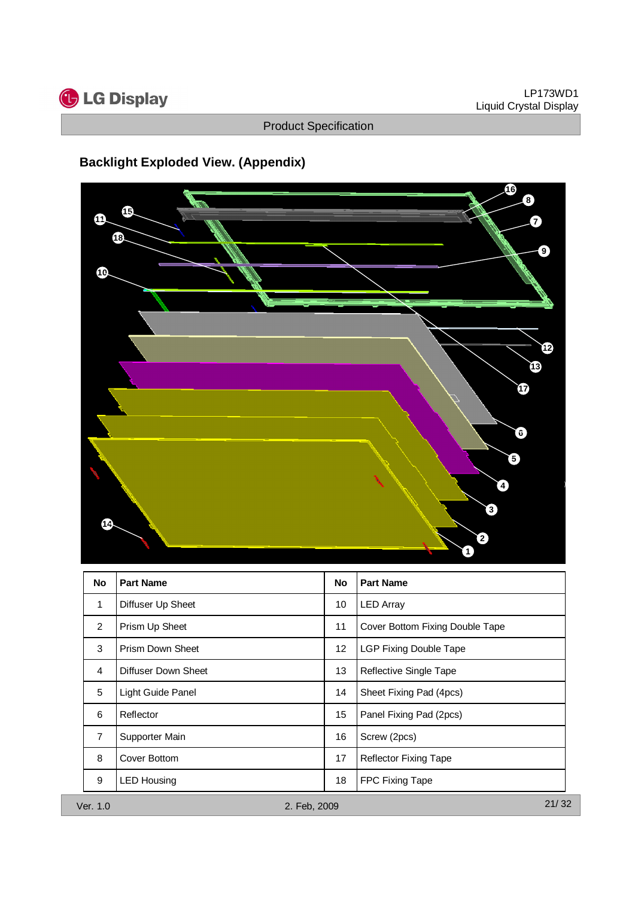## Backlight Exploded View. (Appendix)

| No | Part Name | No | Part Name |
|---|---|---|---|
| 1 | Diffuser Up Sheet | 10 | LED Array |
| 2 | Prism Up Sheet | 11 | Cover Bottom Fixing Double Tape |
| 3 | Prism Down Sheet | 12 | LGP Fixing Double Tape |
| 4 | Diffuser Down Sheet | 13 | Reflective Single Tape |
| 5 | Light Guide Panel | 14 | Sheet Fixing Pad (4pcs) |
| 6 | Reflector | 15 | Panel Fixing Pad (2pcs) |
| 7 | Supporter Main | 16 | Screw (2pcs) |
| 8 | Cover Bottom | 17 | Reflector Fixing Tape |
| 9 | LED Housing | 18 | FPC Fixing Tape |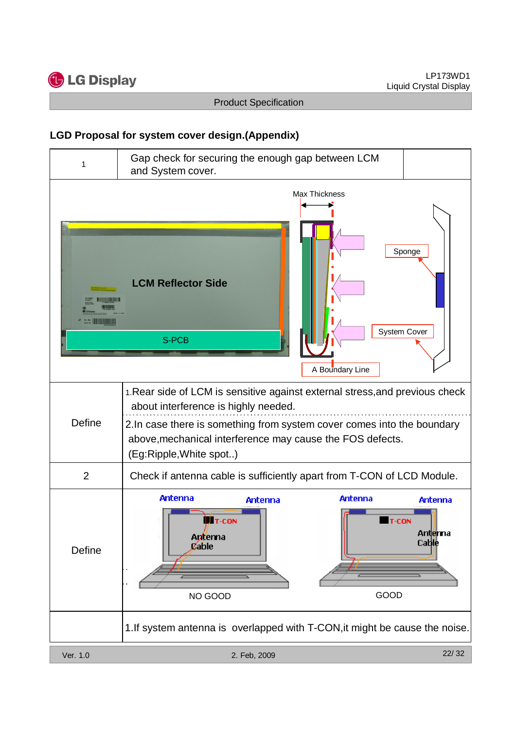## LGD Proposal for system cover design.(Appendix)

| 1 | Gap check for securing the enough gap between LCM and System cover. | |
|---|---|---|
| | Max Thickness<br>LCM Reflector Side<br>S-PCB<br>Sponge<br>System Cover<br>A Boundary Line | |
| Define | 1.Rear side of LCM is sensitive against external stress,and previous check about interference is highly needed.<br>2.In case there is something from system cover comes into the boundary above,mechanical interference may cause the FOS defects. (Eg:Ripple,White spot..) | |
| 2 | Check if antenna cable is sufficiently apart from T-CON of LCD Module. | |
| Define | Antenna / Antenna / T-CON / Antenna Cable — NO GOOD<br>Antenna / Antenna / T-CON / Antenna Cable — GOOD | |
| | 1.If system antenna is overlapped with T-CON,it might be cause the noise. | |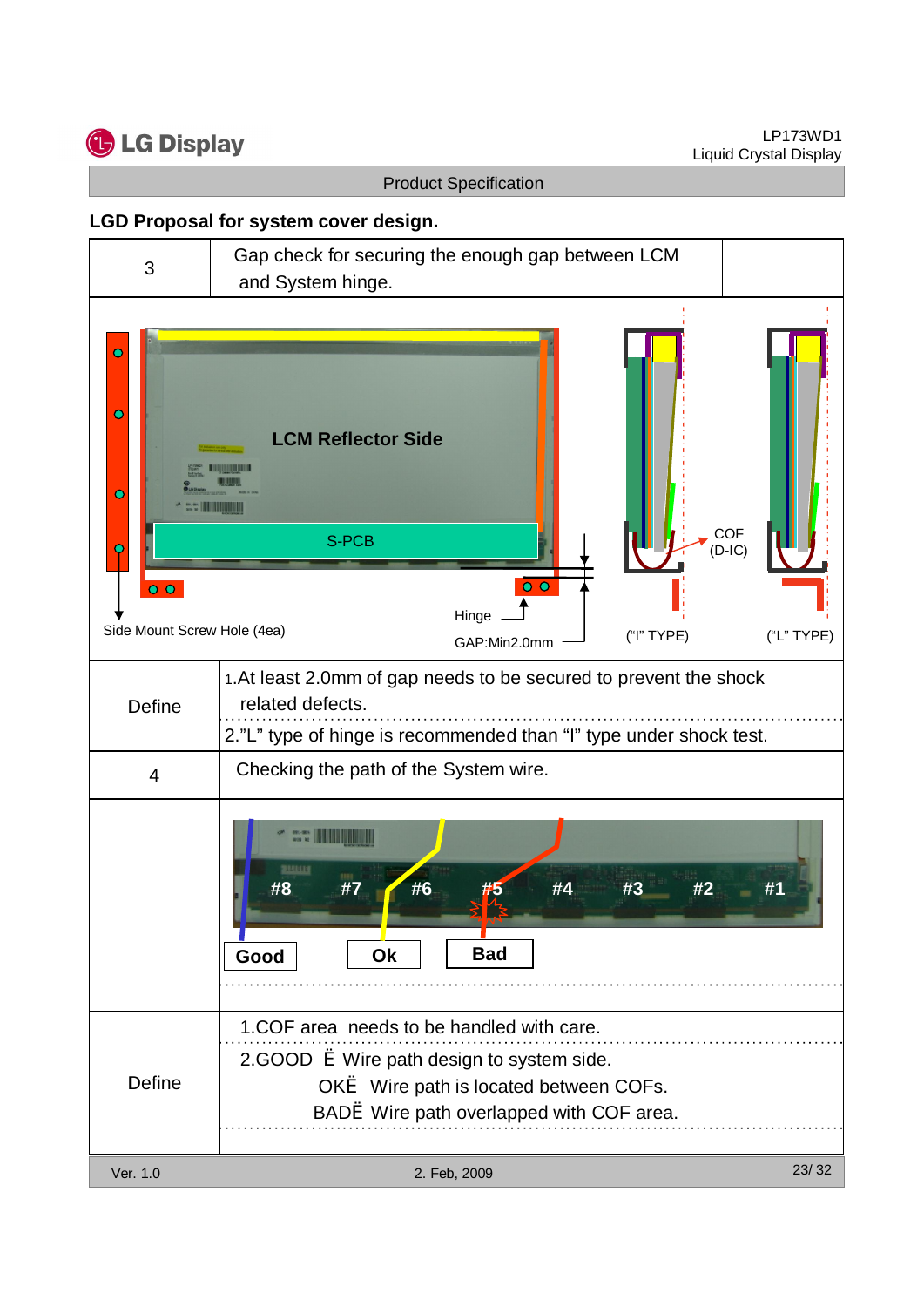## LGD Proposal for system cover design.

| 3 | Gap check for securing the enough gap between LCM and System hinge. |
|---|---|
| | LCM Reflector Side<br>S-PCB<br>Side Mount Screw Hole (4ea)<br>Hinge<br>GAP:Min2.0mm<br>COF (D-IC)<br>("I" TYPE)<br>("L" TYPE) |
| Define | 1.At least 2.0mm of gap needs to be secured to prevent the shock related defects.<br>2."L" type of hinge is recommended than "I" type under shock test. |
| 4 | Checking the path of the System wire. |
| | #8 #7 #6 #5 #4 #3 #2 #1<br>Good Ok Bad |
| Define | 1.COF area needs to be handled with care.<br>2.GOOD Ë Wire path design to system side.<br>OKË Wire path is located between COFs.<br>BADË Wire path overlapped with COF area. |

Ver. 1.0 2. Feb, 2009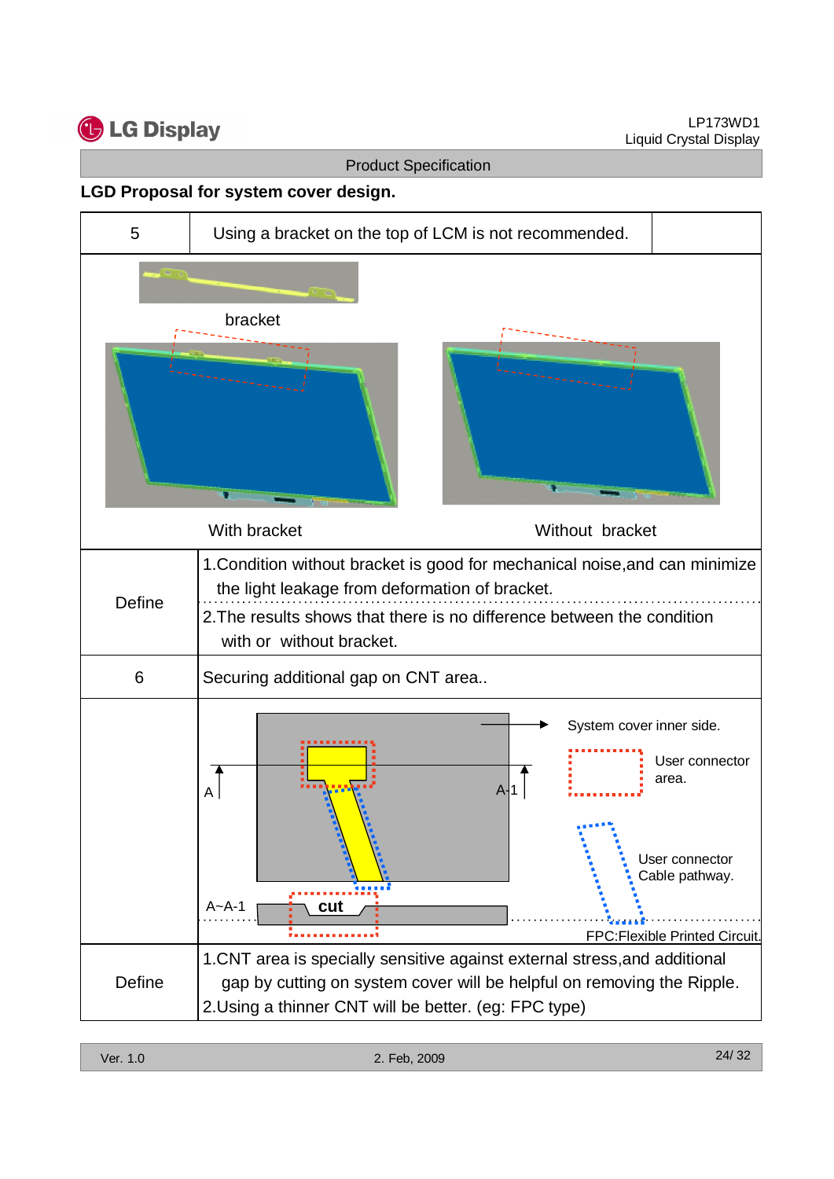**LGD Proposal for system cover design.**

| 5 | Using a bracket on the top of LCM is not recommended. |
|---|---|
| | bracket<br>With bracket / Without bracket |
| Define | 1.Condition without bracket is good for mechanical noise,and can minimize the light leakage from deformation of bracket.<br>2.The results shows that there is no difference between the condition with or without bracket. |
| 6 | Securing additional gap on CNT area.. |
| | System cover inner side.<br>User connector area.<br>User connector Cable pathway.<br>A / A-1 / A~A-1 / cut<br>FPC:Flexible Printed Circuit. |
| Define | 1.CNT area is specially sensitive against external stress,and additional gap by cutting on system cover will be helpful on removing the Ripple.<br>2.Using a thinner CNT will be better. (eg: FPC type) |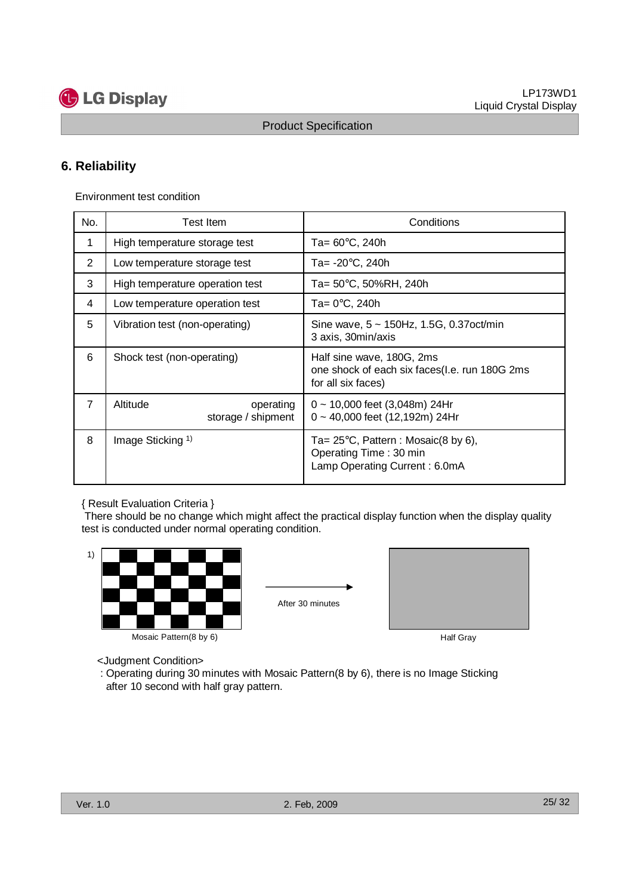## 6. Reliability

Environment test condition

| No. | Test Item | Conditions |
|---|---|---|
| 1 | High temperature storage test | Ta= 60°C, 240h |
| 2 | Low temperature storage test | Ta= -20°C, 240h |
| 3 | High temperature operation test | Ta= 50°C, 50%RH, 240h |
| 4 | Low temperature operation test | Ta= 0°C, 240h |
| 5 | Vibration test (non-operating) | Sine wave, 5 ~ 150Hz, 1.5G, 0.37oct/min<br>3 axis, 30min/axis |
| 6 | Shock test (non-operating) | Half sine wave, 180G, 2ms<br>one shock of each six faces(I.e. run 180G 2ms for all six faces) |
| 7 | Altitude operating<br>storage / shipment | 0 ~ 10,000 feet (3,048m) 24Hr<br>0 ~ 40,000 feet (12,192m) 24Hr |
| 8 | Image Sticking [1] | Ta= 25°C, Pattern : Mosaic(8 by 6),<br>Operating Time : 30 min<br>Lamp Operating Current : 6.0mA |

{ Result Evaluation Criteria }
There should be no change which might affect the practical display function when the display quality test is conducted under normal operating condition.

1)

Mosaic Pattern(8 by 6)

After 30 minutes

Half Gray

<Judgment Condition>
: Operating during 30 minutes with Mosaic Pattern(8 by 6), there is no Image Sticking after 10 second with half gray pattern.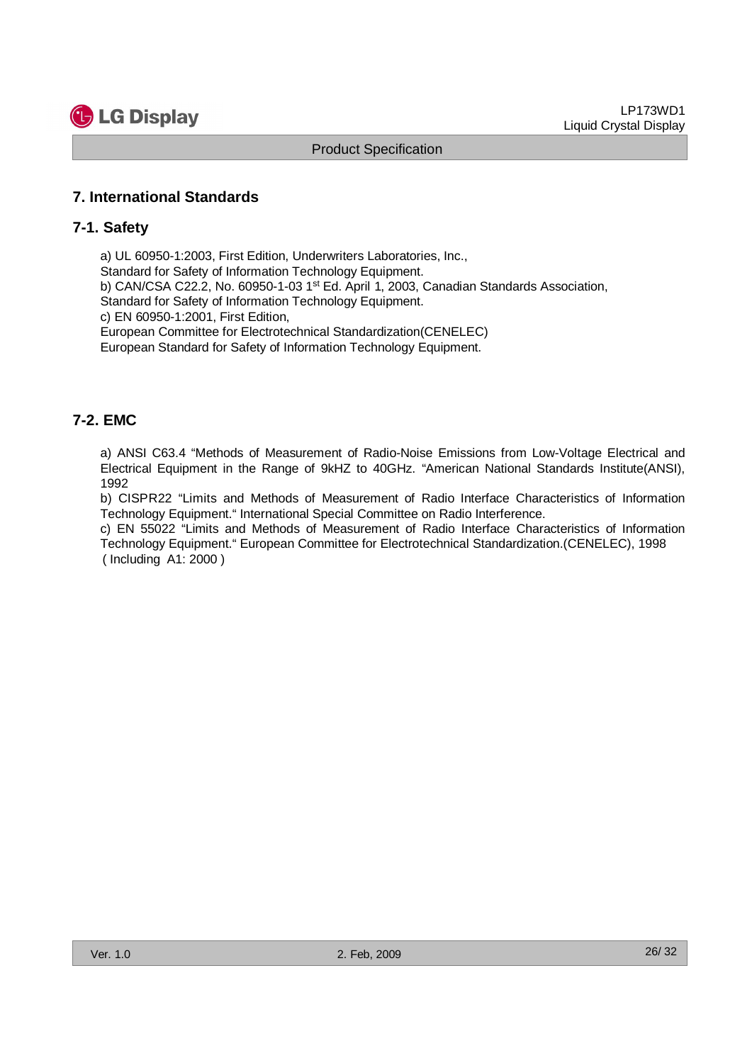## 7. International Standards

### 7-1. Safety

a) UL 60950-1:2003, First Edition, Underwriters Laboratories, Inc.,
Standard for Safety of Information Technology Equipment.
b) CAN/CSA C22.2, No. 60950-1-03 1st Ed. April 1, 2003, Canadian Standards Association,
Standard for Safety of Information Technology Equipment.
c) EN 60950-1:2001, First Edition,
European Committee for Electrotechnical Standardization(CENELEC)
European Standard for Safety of Information Technology Equipment.

### 7-2. EMC

a) ANSI C63.4 "Methods of Measurement of Radio-Noise Emissions from Low-Voltage Electrical and Electrical Equipment in the Range of 9kHZ to 40GHz. "American National Standards Institute(ANSI), 1992
b) CISPR22 "Limits and Methods of Measurement of Radio Interface Characteristics of Information Technology Equipment." International Special Committee on Radio Interference.
c) EN 55022 "Limits and Methods of Measurement of Radio Interface Characteristics of Information Technology Equipment." European Committee for Electrotechnical Standardization.(CENELEC), 1998 ( Including A1: 2000 )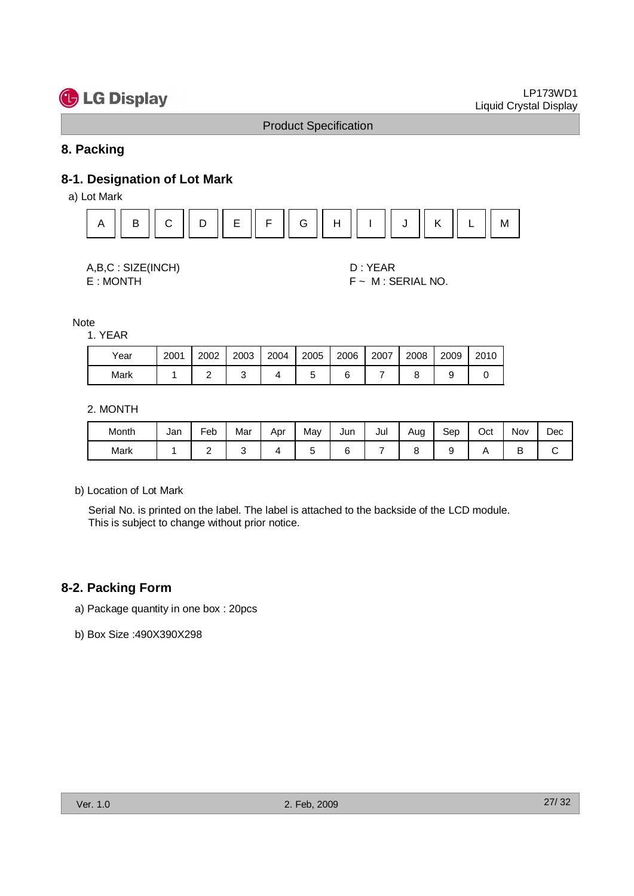## 8. Packing

### 8-1. Designation of Lot Mark

a) Lot Mark

| A | B | C | D | E | F | G | H | I | J | K | L | M |
|---|---|---|---|---|---|---|---|---|---|---|---|---|

A,B,C : SIZE(INCH)
E : MONTH

D : YEAR
F ~ M : SERIAL NO.

Note

1. YEAR

| Year | 2001 | 2002 | 2003 | 2004 | 2005 | 2006 | 2007 | 2008 | 2009 | 2010 |
|---|---|---|---|---|---|---|---|---|---|---|
| Mark | 1 | 2 | 3 | 4 | 5 | 6 | 7 | 8 | 9 | 0 |

2. MONTH

| Month | Jan | Feb | Mar | Apr | May | Jun | Jul | Aug | Sep | Oct | Nov | Dec |
|---|---|---|---|---|---|---|---|---|---|---|---|---|
| Mark | 1 | 2 | 3 | 4 | 5 | 6 | 7 | 8 | 9 | A | B | C |

b) Location of Lot Mark

Serial No. is printed on the label. The label is attached to the backside of the LCD module.
This is subject to change without prior notice.

### 8-2. Packing Form

a) Package quantity in one box : 20pcs

b) Box Size :490X390X298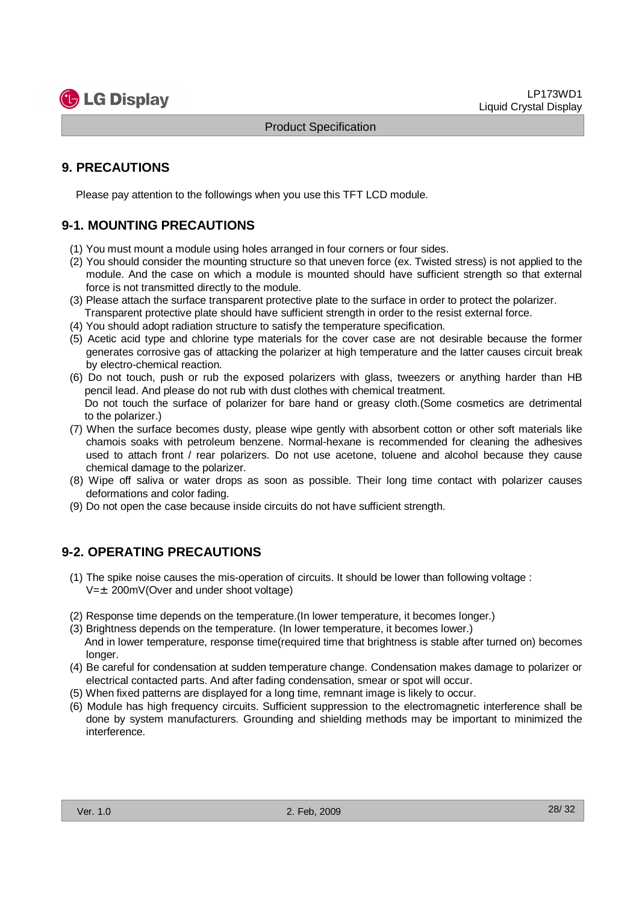## 9. PRECAUTIONS

Please pay attention to the followings when you use this TFT LCD module.

### 9-1. MOUNTING PRECAUTIONS

(1) You must mount a module using holes arranged in four corners or four sides.
(2) You should consider the mounting structure so that uneven force (ex. Twisted stress) is not applied to the module. And the case on which a module is mounted should have sufficient strength so that external force is not transmitted directly to the module.
(3) Please attach the surface transparent protective plate to the surface in order to protect the polarizer. Transparent protective plate should have sufficient strength in order to the resist external force.
(4) You should adopt radiation structure to satisfy the temperature specification.
(5) Acetic acid type and chlorine type materials for the cover case are not desirable because the former generates corrosive gas of attacking the polarizer at high temperature and the latter causes circuit break by electro-chemical reaction.
(6) Do not touch, push or rub the exposed polarizers with glass, tweezers or anything harder than HB pencil lead. And please do not rub with dust clothes with chemical treatment. Do not touch the surface of polarizer for bare hand or greasy cloth.(Some cosmetics are detrimental to the polarizer.)
(7) When the surface becomes dusty, please wipe gently with absorbent cotton or other soft materials like chamois soaks with petroleum benzene. Normal-hexane is recommended for cleaning the adhesives used to attach front / rear polarizers. Do not use acetone, toluene and alcohol because they cause chemical damage to the polarizer.
(8) Wipe off saliva or water drops as soon as possible. Their long time contact with polarizer causes deformations and color fading.
(9) Do not open the case because inside circuits do not have sufficient strength.

### 9-2. OPERATING PRECAUTIONS

(1) The spike noise causes the mis-operation of circuits. It should be lower than following voltage : V=± 200mV(Over and under shoot voltage)

(2) Response time depends on the temperature.(In lower temperature, it becomes longer.)
(3) Brightness depends on the temperature. (In lower temperature, it becomes lower.) And in lower temperature, response time(required time that brightness is stable after turned on) becomes longer.
(4) Be careful for condensation at sudden temperature change. Condensation makes damage to polarizer or electrical contacted parts. And after fading condensation, smear or spot will occur.
(5) When fixed patterns are displayed for a long time, remnant image is likely to occur.
(6) Module has high frequency circuits. Sufficient suppression to the electromagnetic interference shall be done by system manufacturers. Grounding and shielding methods may be important to minimized the interference.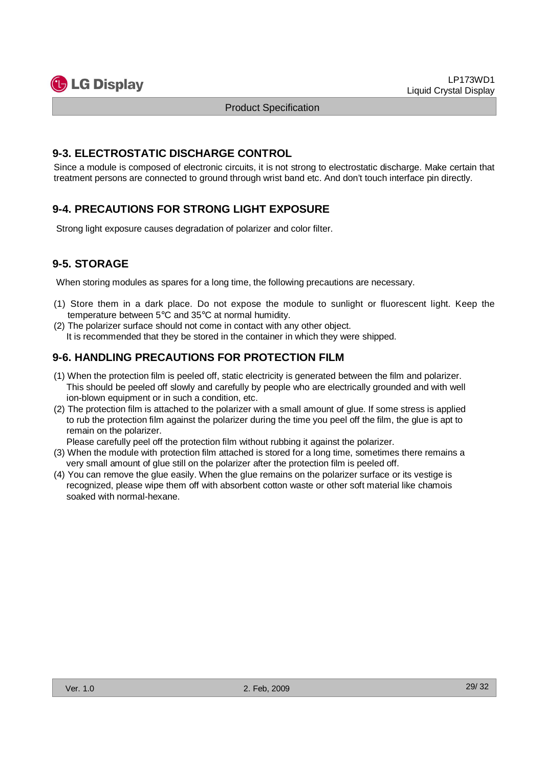## 9-3. ELECTROSTATIC DISCHARGE CONTROL

Since a module is composed of electronic circuits, it is not strong to electrostatic discharge. Make certain that treatment persons are connected to ground through wrist band etc. And don't touch interface pin directly.

## 9-4. PRECAUTIONS FOR STRONG LIGHT EXPOSURE

Strong light exposure causes degradation of polarizer and color filter.

## 9-5. STORAGE

When storing modules as spares for a long time, the following precautions are necessary.

(1) Store them in a dark place. Do not expose the module to sunlight or fluorescent light. Keep the temperature between 5°C and 35°C at normal humidity.
(2) The polarizer surface should not come in contact with any other object.
It is recommended that they be stored in the container in which they were shipped.

## 9-6. HANDLING PRECAUTIONS FOR PROTECTION FILM

(1) When the protection film is peeled off, static electricity is generated between the film and polarizer. This should be peeled off slowly and carefully by people who are electrically grounded and with well ion-blown equipment or in such a condition, etc.
(2) The protection film is attached to the polarizer with a small amount of glue. If some stress is applied to rub the protection film against the polarizer during the time you peel off the film, the glue is apt to remain on the polarizer.
Please carefully peel off the protection film without rubbing it against the polarizer.
(3) When the module with protection film attached is stored for a long time, sometimes there remains a very small amount of glue still on the polarizer after the protection film is peeled off.
(4) You can remove the glue easily. When the glue remains on the polarizer surface or its vestige is recognized, please wipe them off with absorbent cotton waste or other soft material like chamois soaked with normal-hexane.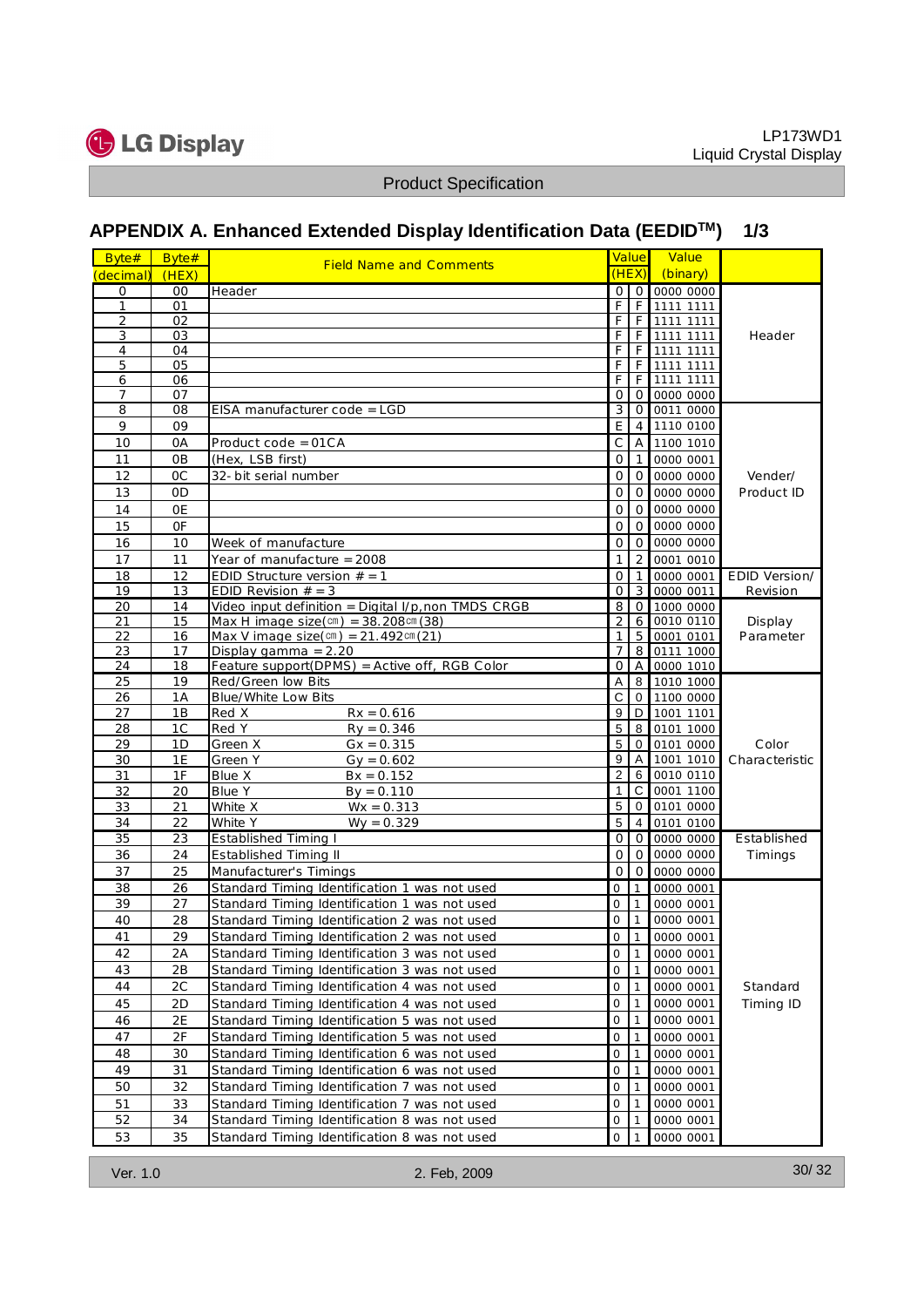## APPENDIX A. Enhanced Extended Display Identification Data (EEDID™) 1/3

| Byte# (decimal) | Byte# (HEX) | Field Name and Comments | Value (HEX) | | Value (binary) | |
|---|---|---|---|---|---|---|
| 0 | 00 | Header | 0 | 0 | 0000 0000 | Header |
| 1 | 01 | | F | F | 1111 1111 | |
| 2 | 02 | | F | F | 1111 1111 | |
| 3 | 03 | | F | F | 1111 1111 | |
| 4 | 04 | | F | F | 1111 1111 | |
| 5 | 05 | | F | F | 1111 1111 | |
| 6 | 06 | | F | F | 1111 1111 | |
| 7 | 07 | | 0 | 0 | 0000 0000 | |
| 8 | 08 | EISA manufacturer code = LGD | 3 | 0 | 0011 0000 | Vender/ Product ID |
| 9 | 09 | | E | 4 | 1110 0100 | |
| 10 | 0A | Product code = 01CA | C | A | 1100 1010 | |
| 11 | 0B | (Hex, LSB first) | 0 | 1 | 0000 0001 | |
| 12 | 0C | 32- bit serial number | 0 | 0 | 0000 0000 | |
| 13 | 0D | | 0 | 0 | 0000 0000 | |
| 14 | 0E | | 0 | 0 | 0000 0000 | |
| 15 | 0F | | 0 | 0 | 0000 0000 | |
| 16 | 10 | Week of manufacture | 0 | 0 | 0000 0000 | |
| 17 | 11 | Year of manufacture = 2008 | 1 | 2 | 0001 0010 | |
| 18 | 12 | EDID Structure version # = 1 | 0 | 1 | 0000 0001 | EDID Version/ Revision |
| 19 | 13 | EDID Revision # = 3 | 0 | 3 | 0000 0011 | |
| 20 | 14 | Video input definition = Digital I/p,non TMDS CRGB | 8 | 0 | 1000 0000 | Display Parameter |
| 21 | 15 | Max H image size(㎝) = 38.208㎝(38) | 2 | 6 | 0010 0110 | |
| 22 | 16 | Max V image size(㎝) = 21.492㎝(21) | 1 | 5 | 0001 0101 | |
| 23 | 17 | Display gamma = 2.20 | 7 | 8 | 0111 1000 | |
| 24 | 18 | Feature support(DPMS) = Active off, RGB Color | 0 | A | 0000 1010 | |
| 25 | 19 | Red/Green low Bits | A | 8 | 1010 1000 | Color Characteristic |
| 26 | 1A | Blue/White Low Bits | C | 0 | 1100 0000 | |
| 27 | 1B | Red X Rx = 0.616 | 9 | D | 1001 1101 | |
| 28 | 1C | Red Y Ry = 0.346 | 5 | 8 | 0101 1000 | |
| 29 | 1D | Green X Gx = 0.315 | 5 | 0 | 0101 0000 | |
| 30 | 1E | Green Y Gy = 0.602 | 9 | A | 1001 1010 | |
| 31 | 1F | Blue X Bx = 0.152 | 2 | 6 | 0010 0110 | |
| 32 | 20 | Blue Y By = 0.110 | 1 | C | 0001 1100 | |
| 33 | 21 | White X Wx = 0.313 | 5 | 0 | 0101 0000 | |
| 34 | 22 | White Y Wy = 0.329 | 5 | 4 | 0101 0100 | |
| 35 | 23 | Established Timing I | 0 | 0 | 0000 0000 | Established Timings |
| 36 | 24 | Established Timing II | 0 | 0 | 0000 0000 | |
| 37 | 25 | Manufacturer's Timings | 0 | 0 | 0000 0000 | |
| 38 | 26 | Standard Timing Identification 1 was not used | 0 | 1 | 0000 0001 | Standard Timing ID |
| 39 | 27 | Standard Timing Identification 1 was not used | 0 | 1 | 0000 0001 | |
| 40 | 28 | Standard Timing Identification 2 was not used | 0 | 1 | 0000 0001 | |
| 41 | 29 | Standard Timing Identification 2 was not used | 0 | 1 | 0000 0001 | |
| 42 | 2A | Standard Timing Identification 3 was not used | 0 | 1 | 0000 0001 | |
| 43 | 2B | Standard Timing Identification 3 was not used | 0 | 1 | 0000 0001 | |
| 44 | 2C | Standard Timing Identification 4 was not used | 0 | 1 | 0000 0001 | |
| 45 | 2D | Standard Timing Identification 4 was not used | 0 | 1 | 0000 0001 | |
| 46 | 2E | Standard Timing Identification 5 was not used | 0 | 1 | 0000 0001 | |
| 47 | 2F | Standard Timing Identification 5 was not used | 0 | 1 | 0000 0001 | |
| 48 | 30 | Standard Timing Identification 6 was not used | 0 | 1 | 0000 0001 | |
| 49 | 31 | Standard Timing Identification 6 was not used | 0 | 1 | 0000 0001 | |
| 50 | 32 | Standard Timing Identification 7 was not used | 0 | 1 | 0000 0001 | |
| 51 | 33 | Standard Timing Identification 7 was not used | 0 | 1 | 0000 0001 | |
| 52 | 34 | Standard Timing Identification 8 was not used | 0 | 1 | 0000 0001 | |
| 53 | 35 | Standard Timing Identification 8 was not used | 0 | 1 | 0000 0001 | |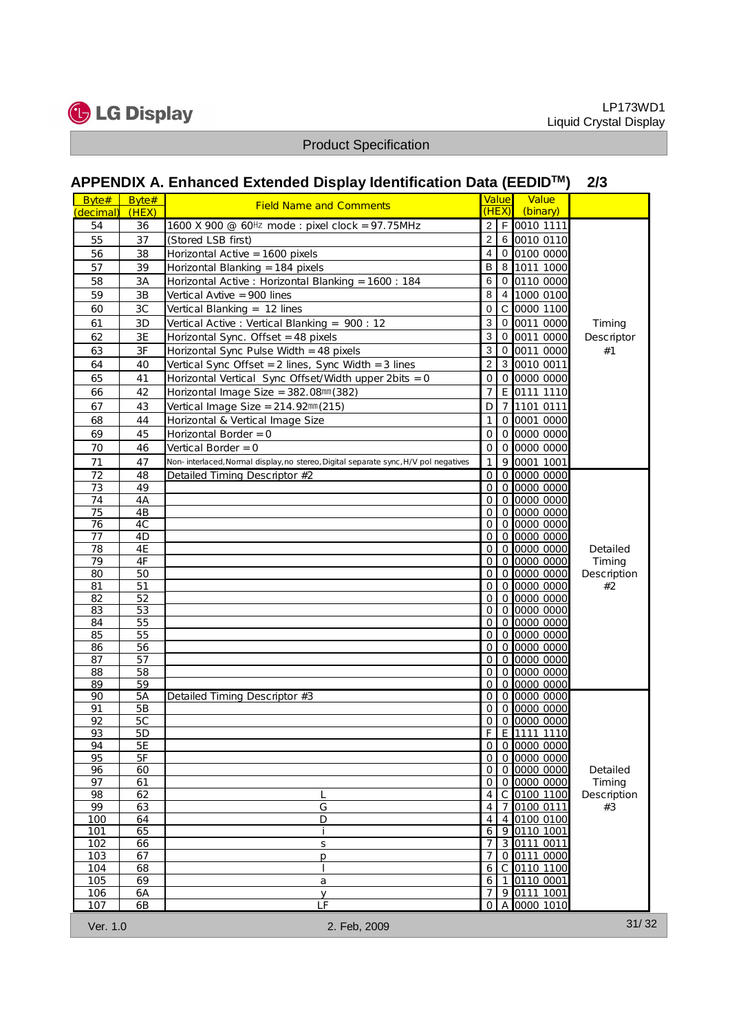## APPENDIX A. Enhanced Extended Display Identification Data (EEDID[TM]) 2/3

| Byte# (decimal) | Byte# (HEX) | Field Name and Comments | Value (HEX) | | Value (binary) | |
|---|---|---|---|---|---|---|
| 54 | 36 | 1600 X 900 @ 60Hz mode : pixel clock = 97.75MHz | 2 | F | 0010 1111 | Timing Descriptor #1 |
| 55 | 37 | (Stored LSB first) | 2 | 6 | 0010 0110 | |
| 56 | 38 | Horizontal Active = 1600 pixels | 4 | 0 | 0100 0000 | |
| 57 | 39 | Horizontal Blanking = 184 pixels | B | 8 | 1011 1000 | |
| 58 | 3A | Horizontal Active : Horizontal Blanking = 1600 : 184 | 6 | 0 | 0110 0000 | |
| 59 | 3B | Vertical Avtive = 900 lines | 8 | 4 | 1000 0100 | |
| 60 | 3C | Vertical Blanking = 12 lines | 0 | C | 0000 1100 | |
| 61 | 3D | Vertical Active : Vertical Blanking = 900 : 12 | 3 | 0 | 0011 0000 | |
| 62 | 3E | Horizontal Sync. Offset = 48 pixels | 3 | 0 | 0011 0000 | |
| 63 | 3F | Horizontal Sync Pulse Width = 48 pixels | 3 | 0 | 0011 0000 | |
| 64 | 40 | Vertical Sync Offset = 2 lines, Sync Width = 3 lines | 2 | 3 | 0010 0011 | |
| 65 | 41 | Horizontal Vertical Sync Offset/Width upper 2bits = 0 | 0 | 0 | 0000 0000 | |
| 66 | 42 | Horizontal Image Size = 382.08mm(382) | 7 | E | 0111 1110 | |
| 67 | 43 | Vertical Image Size = 214.92mm(215) | D | 7 | 1101 0111 | |
| 68 | 44 | Horizontal & Vertical Image Size | 1 | 0 | 0001 0000 | |
| 69 | 45 | Horizontal Border = 0 | 0 | 0 | 0000 0000 | |
| 70 | 46 | Vertical Border = 0 | 0 | 0 | 0000 0000 | |
| 71 | 47 | Non-interlaced, Normal display, no stereo, Digital separate sync, H/V pol negatives | 1 | 9 | 0001 1001 | |
| 72 | 48 | Detailed Timing Descriptor #2 | 0 | 0 | 0000 0000 | Detailed Timing Description #2 |
| 73 | 49 | | 0 | 0 | 0000 0000 | |
| 74 | 4A | | 0 | 0 | 0000 0000 | |
| 75 | 4B | | 0 | 0 | 0000 0000 | |
| 76 | 4C | | 0 | 0 | 0000 0000 | |
| 77 | 4D | | 0 | 0 | 0000 0000 | |
| 78 | 4E | | 0 | 0 | 0000 0000 | |
| 79 | 4F | | 0 | 0 | 0000 0000 | |
| 80 | 50 | | 0 | 0 | 0000 0000 | |
| 81 | 51 | | 0 | 0 | 0000 0000 | |
| 82 | 52 | | 0 | 0 | 0000 0000 | |
| 83 | 53 | | 0 | 0 | 0000 0000 | |
| 84 | 55 | | 0 | 0 | 0000 0000 | |
| 85 | 55 | | 0 | 0 | 0000 0000 | |
| 86 | 56 | | 0 | 0 | 0000 0000 | |
| 87 | 57 | | 0 | 0 | 0000 0000 | |
| 88 | 58 | | 0 | 0 | 0000 0000 | |
| 89 | 59 | | 0 | 0 | 0000 0000 | |
| 90 | 5A | Detailed Timing Descriptor #3 | 0 | 0 | 0000 0000 | Detailed Timing Description #3 |
| 91 | 5B | | 0 | 0 | 0000 0000 | |
| 92 | 5C | | 0 | 0 | 0000 0000 | |
| 93 | 5D | | F | E | 1111 1110 | |
| 94 | 5E | | 0 | 0 | 0000 0000 | |
| 95 | 5F | | 0 | 0 | 0000 0000 | |
| 96 | 60 | | 0 | 0 | 0000 0000 | |
| 97 | 61 | | 0 | 0 | 0000 0000 | |
| 98 | 62 | L | 4 | C | 0100 1100 | |
| 99 | 63 | G | 4 | 7 | 0100 0111 | |
| 100 | 64 | D | 4 | 4 | 0100 0100 | |
| 101 | 65 | i | 6 | 9 | 0110 1001 | |
| 102 | 66 | s | 7 | 3 | 0111 0011 | |
| 103 | 67 | p | 7 | 0 | 0111 0000 | |
| 104 | 68 | l | 6 | C | 0110 1100 | |
| 105 | 69 | a | 6 | 1 | 0110 0001 | |
| 106 | 6A | y | 7 | 9 | 0111 1001 | |
| 107 | 6B | LF | 0 | A | 0000 1010 | |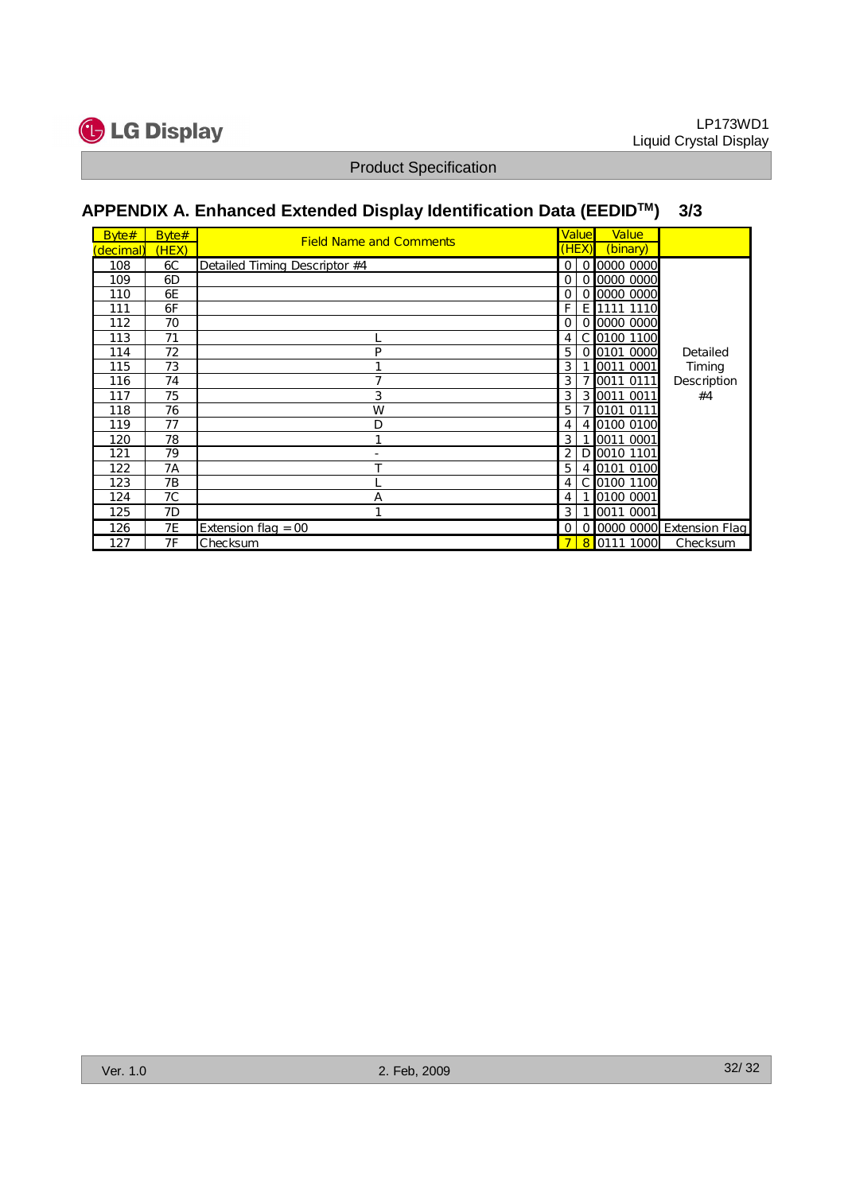## APPENDIX A. Enhanced Extended Display Identification Data (EEDID™) 3/3

| Byte# (decimal) | Byte# (HEX) | Field Name and Comments | Value (HEX) | | Value (binary) | |
|---|---|---|---|---|---|---|
| 108 | 6C | Detailed Timing Descriptor #4 | 0 | 0 | 0000 0000 | Detailed Timing Description #4 |
| 109 | 6D | | 0 | 0 | 0000 0000 | |
| 110 | 6E | | 0 | 0 | 0000 0000 | |
| 111 | 6F | | F | E | 1111 1110 | |
| 112 | 70 | | 0 | 0 | 0000 0000 | |
| 113 | 71 | L | 4 | C | 0100 1100 | |
| 114 | 72 | P | 5 | 0 | 0101 0000 | |
| 115 | 73 | 1 | 3 | 1 | 0011 0001 | |
| 116 | 74 | 7 | 3 | 7 | 0011 0111 | |
| 117 | 75 | 3 | 3 | 3 | 0011 0011 | |
| 118 | 76 | W | 5 | 7 | 0101 0111 | |
| 119 | 77 | D | 4 | 4 | 0100 0100 | |
| 120 | 78 | 1 | 3 | 1 | 0011 0001 | |
| 121 | 79 | - | 2 | D | 0010 1101 | |
| 122 | 7A | T | 5 | 4 | 0101 0100 | |
| 123 | 7B | L | 4 | C | 0100 1100 | |
| 124 | 7C | A | 4 | 1 | 0100 0001 | |
| 125 | 7D | 1 | 3 | 1 | 0011 0001 | |
| 126 | 7E | Extension flag = 00 | 0 | 0 | 0000 0000 | Extension Flag |
| 127 | 7F | Checksum | 7 | 8 | 0111 1000 | Checksum |